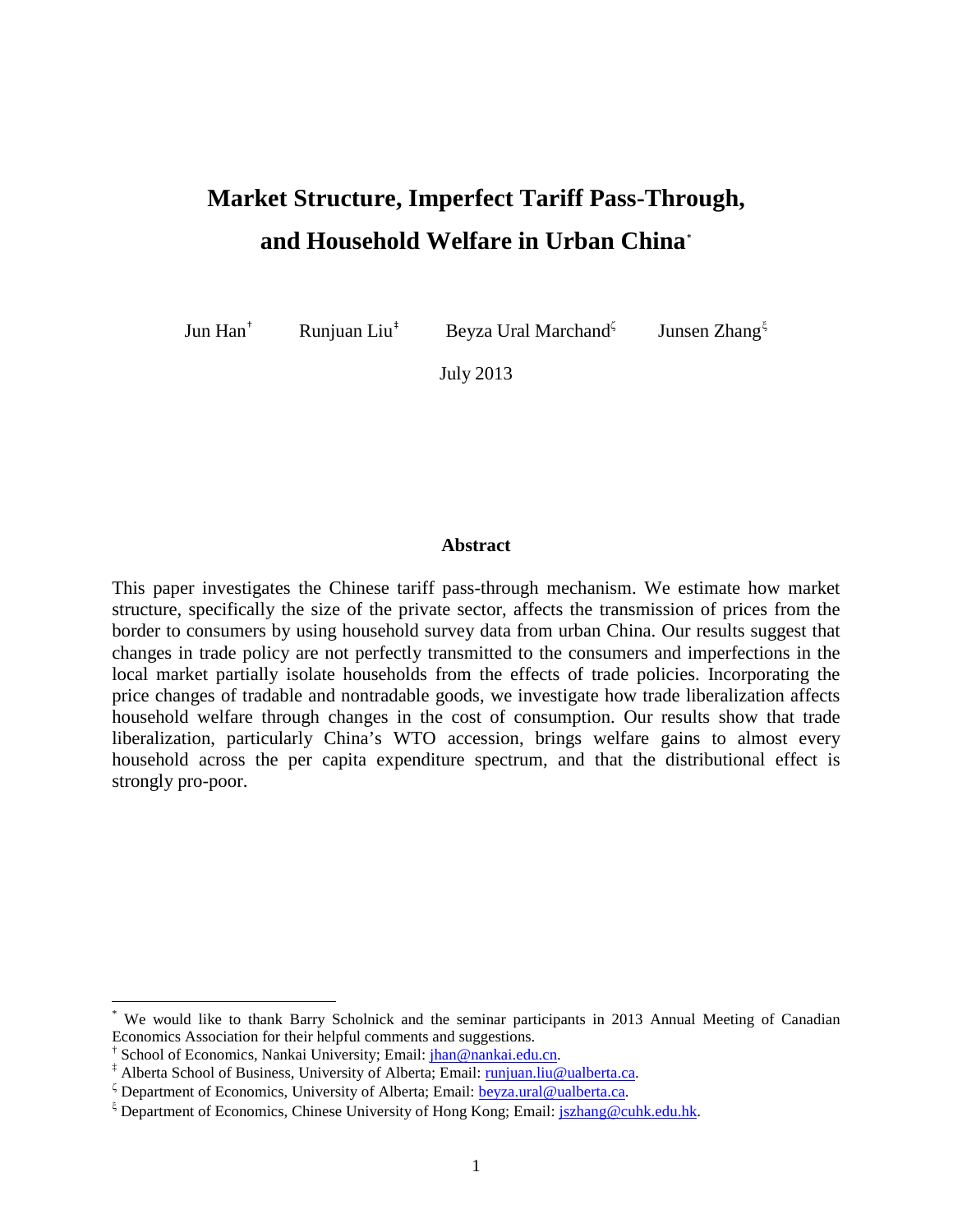# Market Structure, Imperfect Tariff Pass-Through, and Household Welfare in Urban China[*]

Jun Han[†] Runjuan Liu[‡] Beyza Ural Marchand[ζ] Junsen Zhang[ξ]

July 2013

## Abstract

This paper investigates the Chinese tariff pass-through mechanism. We estimate how market structure, specifically the size of the private sector, affects the transmission of prices from the border to consumers by using household survey data from urban China. Our results suggest that changes in trade policy are not perfectly transmitted to the consumers and imperfections in the local market partially isolate households from the effects of trade policies. Incorporating the price changes of tradable and nontradable goods, we investigate how trade liberalization affects household welfare through changes in the cost of consumption. Our results show that trade liberalization, particularly China's WTO accession, brings welfare gains to almost every household across the per capita expenditure spectrum, and that the distributional effect is strongly pro-poor.

---

[*] We would like to thank Barry Scholnick and the seminar participants in 2013 Annual Meeting of Canadian Economics Association for their helpful comments and suggestions.

[†] School of Economics, Nankai University; Email: jhan@nankai.edu.cn.

[‡] Alberta School of Business, University of Alberta; Email: runjuan.liu@ualberta.ca.

[ζ] Department of Economics, University of Alberta; Email: beyza.ural@ualberta.ca.

[ξ] Department of Economics, Chinese University of Hong Kong; Email: jszhang@cuhk.edu.hk.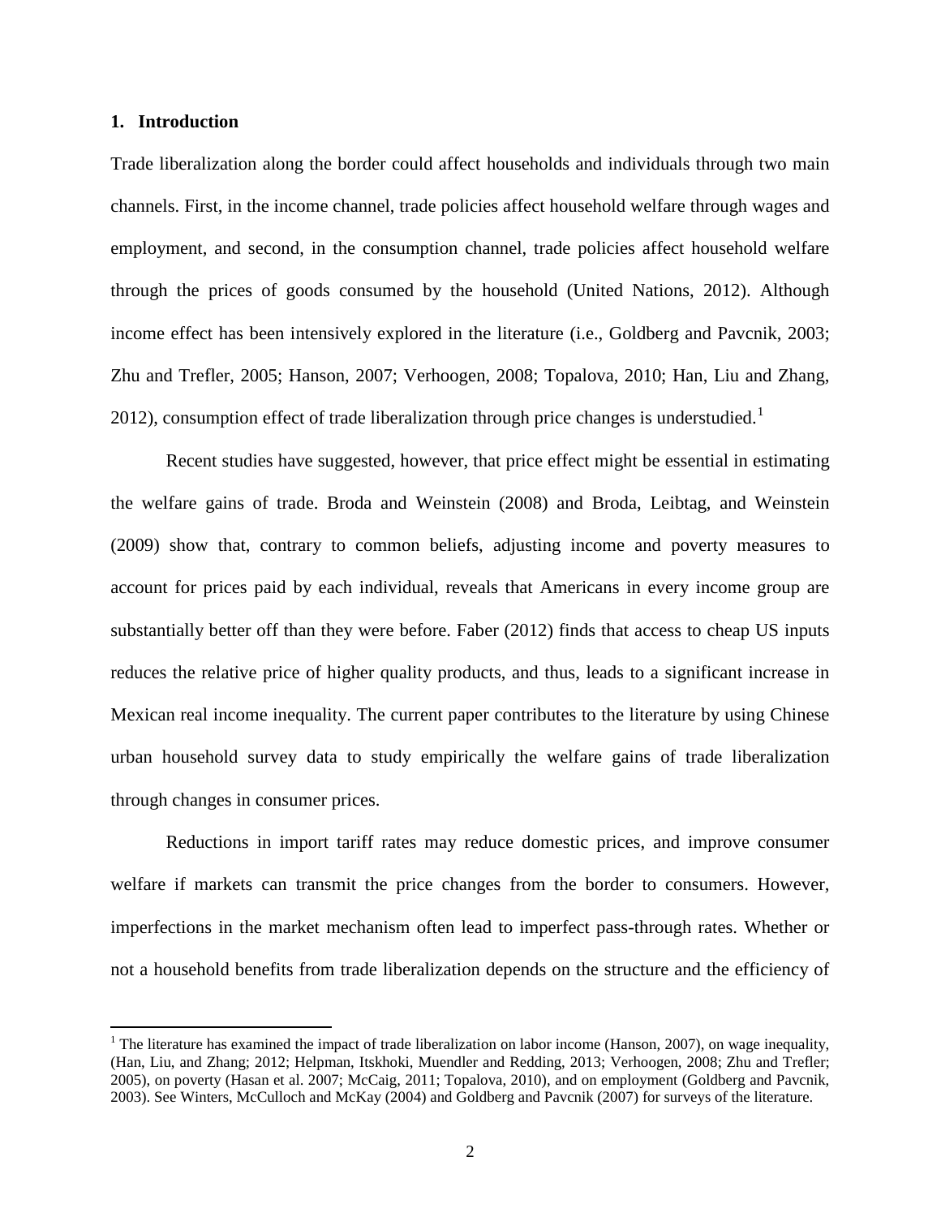## 1. Introduction

Trade liberalization along the border could affect households and individuals through two main channels. First, in the income channel, trade policies affect household welfare through wages and employment, and second, in the consumption channel, trade policies affect household welfare through the prices of goods consumed by the household (United Nations, 2012). Although income effect has been intensively explored in the literature (i.e., Goldberg and Pavcnik, 2003; Zhu and Trefler, 2005; Hanson, 2007; Verhoogen, 2008; Topalova, 2010; Han, Liu and Zhang, 2012), consumption effect of trade liberalization through price changes is understudied.[1]

Recent studies have suggested, however, that price effect might be essential in estimating the welfare gains of trade. Broda and Weinstein (2008) and Broda, Leibtag, and Weinstein (2009) show that, contrary to common beliefs, adjusting income and poverty measures to account for prices paid by each individual, reveals that Americans in every income group are substantially better off than they were before. Faber (2012) finds that access to cheap US inputs reduces the relative price of higher quality products, and thus, leads to a significant increase in Mexican real income inequality. The current paper contributes to the literature by using Chinese urban household survey data to study empirically the welfare gains of trade liberalization through changes in consumer prices.

Reductions in import tariff rates may reduce domestic prices, and improve consumer welfare if markets can transmit the price changes from the border to consumers. However, imperfections in the market mechanism often lead to imperfect pass-through rates. Whether or not a household benefits from trade liberalization depends on the structure and the efficiency of

[1] The literature has examined the impact of trade liberalization on labor income (Hanson, 2007), on wage inequality, (Han, Liu, and Zhang; 2012; Helpman, Itskhoki, Muendler and Redding, 2013; Verhoogen, 2008; Zhu and Trefler; 2005), on poverty (Hasan et al. 2007; McCaig, 2011; Topalova, 2010), and on employment (Goldberg and Pavcnik, 2003). See Winters, McCulloch and McKay (2004) and Goldberg and Pavcnik (2007) for surveys of the literature.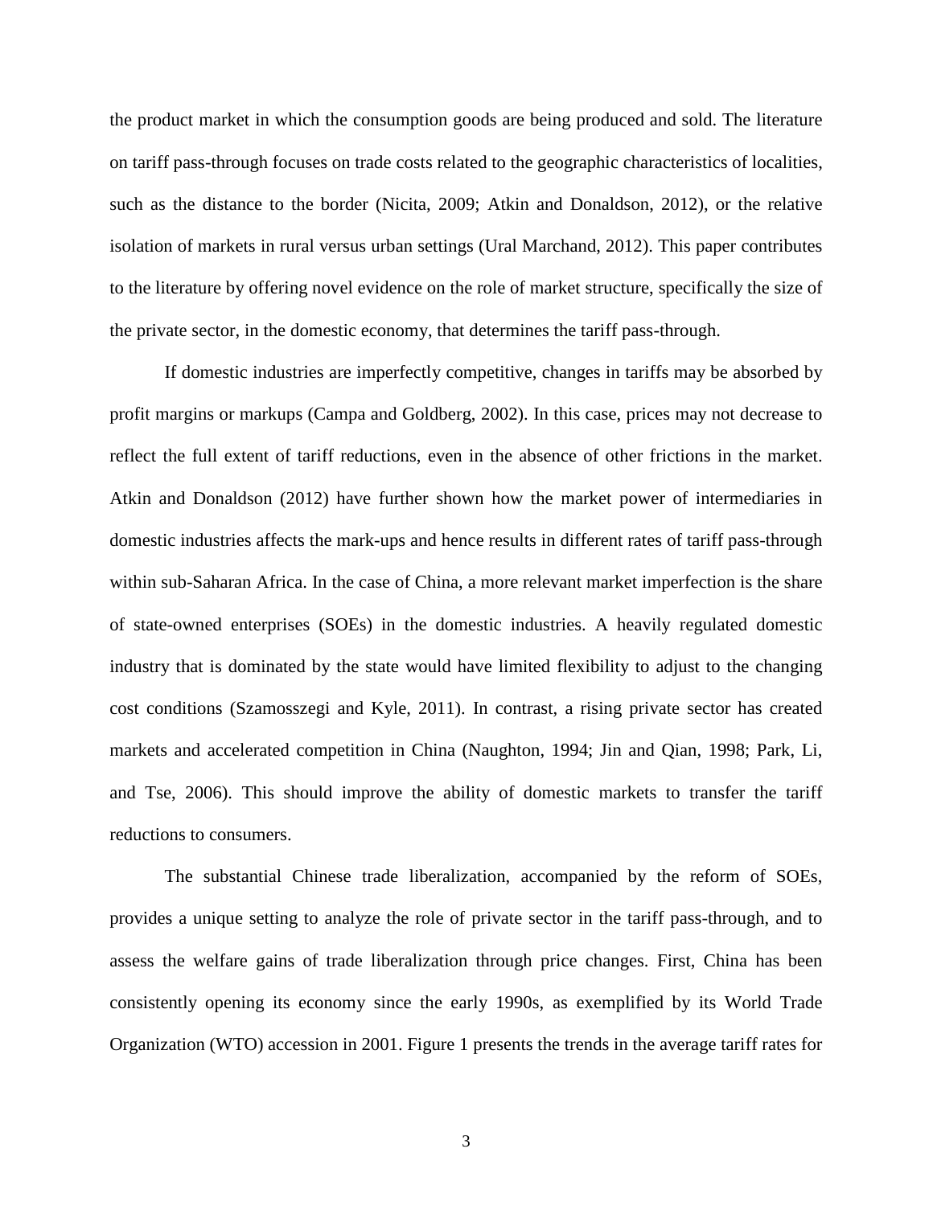the product market in which the consumption goods are being produced and sold. The literature on tariff pass-through focuses on trade costs related to the geographic characteristics of localities, such as the distance to the border (Nicita, 2009; Atkin and Donaldson, 2012), or the relative isolation of markets in rural versus urban settings (Ural Marchand, 2012). This paper contributes to the literature by offering novel evidence on the role of market structure, specifically the size of the private sector, in the domestic economy, that determines the tariff pass-through.

If domestic industries are imperfectly competitive, changes in tariffs may be absorbed by profit margins or markups (Campa and Goldberg, 2002). In this case, prices may not decrease to reflect the full extent of tariff reductions, even in the absence of other frictions in the market. Atkin and Donaldson (2012) have further shown how the market power of intermediaries in domestic industries affects the mark-ups and hence results in different rates of tariff pass-through within sub-Saharan Africa. In the case of China, a more relevant market imperfection is the share of state-owned enterprises (SOEs) in the domestic industries. A heavily regulated domestic industry that is dominated by the state would have limited flexibility to adjust to the changing cost conditions (Szamosszegi and Kyle, 2011). In contrast, a rising private sector has created markets and accelerated competition in China (Naughton, 1994; Jin and Qian, 1998; Park, Li, and Tse, 2006). This should improve the ability of domestic markets to transfer the tariff reductions to consumers.

The substantial Chinese trade liberalization, accompanied by the reform of SOEs, provides a unique setting to analyze the role of private sector in the tariff pass-through, and to assess the welfare gains of trade liberalization through price changes. First, China has been consistently opening its economy since the early 1990s, as exemplified by its World Trade Organization (WTO) accession in 2001. Figure 1 presents the trends in the average tariff rates for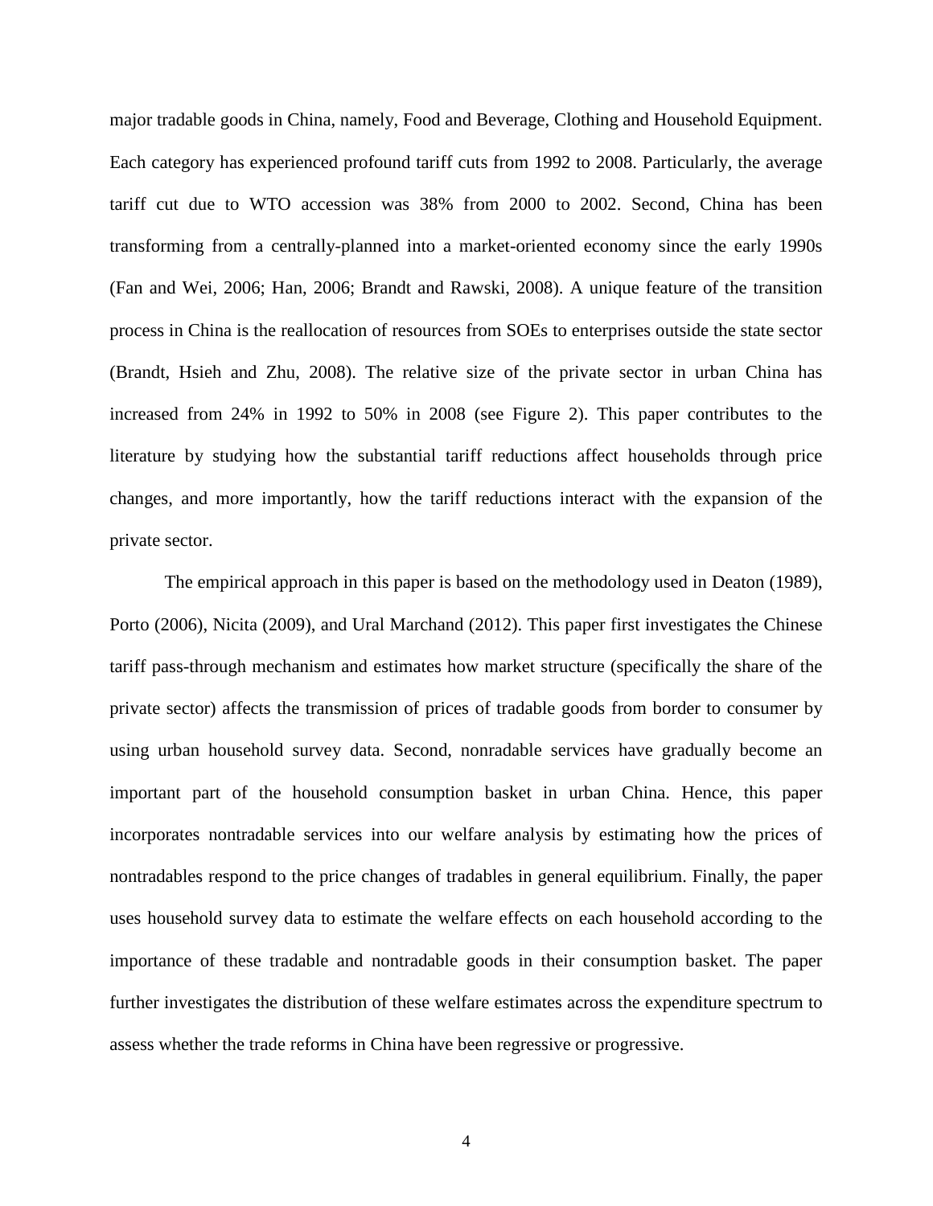major tradable goods in China, namely, Food and Beverage, Clothing and Household Equipment. Each category has experienced profound tariff cuts from 1992 to 2008. Particularly, the average tariff cut due to WTO accession was 38% from 2000 to 2002. Second, China has been transforming from a centrally-planned into a market-oriented economy since the early 1990s (Fan and Wei, 2006; Han, 2006; Brandt and Rawski, 2008). A unique feature of the transition process in China is the reallocation of resources from SOEs to enterprises outside the state sector (Brandt, Hsieh and Zhu, 2008). The relative size of the private sector in urban China has increased from 24% in 1992 to 50% in 2008 (see Figure 2). This paper contributes to the literature by studying how the substantial tariff reductions affect households through price changes, and more importantly, how the tariff reductions interact with the expansion of the private sector.

The empirical approach in this paper is based on the methodology used in Deaton (1989), Porto (2006), Nicita (2009), and Ural Marchand (2012). This paper first investigates the Chinese tariff pass-through mechanism and estimates how market structure (specifically the share of the private sector) affects the transmission of prices of tradable goods from border to consumer by using urban household survey data. Second, nonradable services have gradually become an important part of the household consumption basket in urban China. Hence, this paper incorporates nontradable services into our welfare analysis by estimating how the prices of nontradables respond to the price changes of tradables in general equilibrium. Finally, the paper uses household survey data to estimate the welfare effects on each household according to the importance of these tradable and nontradable goods in their consumption basket. The paper further investigates the distribution of these welfare estimates across the expenditure spectrum to assess whether the trade reforms in China have been regressive or progressive.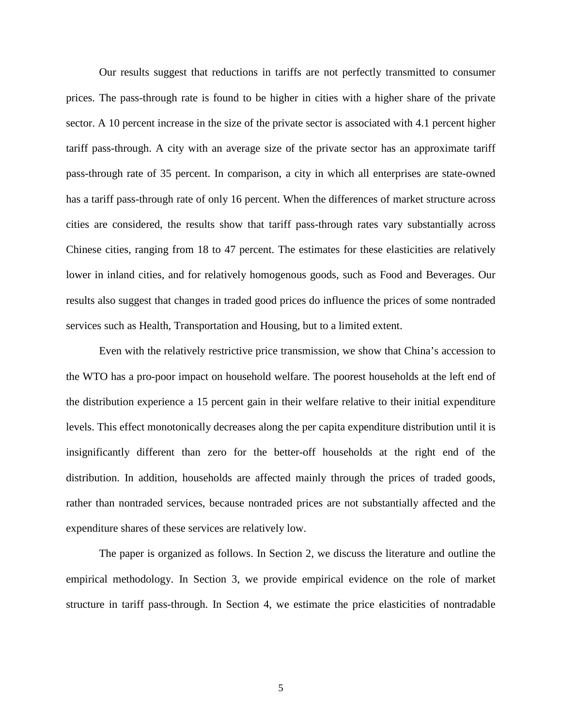Our results suggest that reductions in tariffs are not perfectly transmitted to consumer prices. The pass-through rate is found to be higher in cities with a higher share of the private sector. A 10 percent increase in the size of the private sector is associated with 4.1 percent higher tariff pass-through. A city with an average size of the private sector has an approximate tariff pass-through rate of 35 percent. In comparison, a city in which all enterprises are state-owned has a tariff pass-through rate of only 16 percent. When the differences of market structure across cities are considered, the results show that tariff pass-through rates vary substantially across Chinese cities, ranging from 18 to 47 percent. The estimates for these elasticities are relatively lower in inland cities, and for relatively homogenous goods, such as Food and Beverages. Our results also suggest that changes in traded good prices do influence the prices of some nontraded services such as Health, Transportation and Housing, but to a limited extent.

Even with the relatively restrictive price transmission, we show that China's accession to the WTO has a pro-poor impact on household welfare. The poorest households at the left end of the distribution experience a 15 percent gain in their welfare relative to their initial expenditure levels. This effect monotonically decreases along the per capita expenditure distribution until it is insignificantly different than zero for the better-off households at the right end of the distribution. In addition, households are affected mainly through the prices of traded goods, rather than nontraded services, because nontraded prices are not substantially affected and the expenditure shares of these services are relatively low.

The paper is organized as follows. In Section 2, we discuss the literature and outline the empirical methodology. In Section 3, we provide empirical evidence on the role of market structure in tariff pass-through. In Section 4, we estimate the price elasticities of nontradable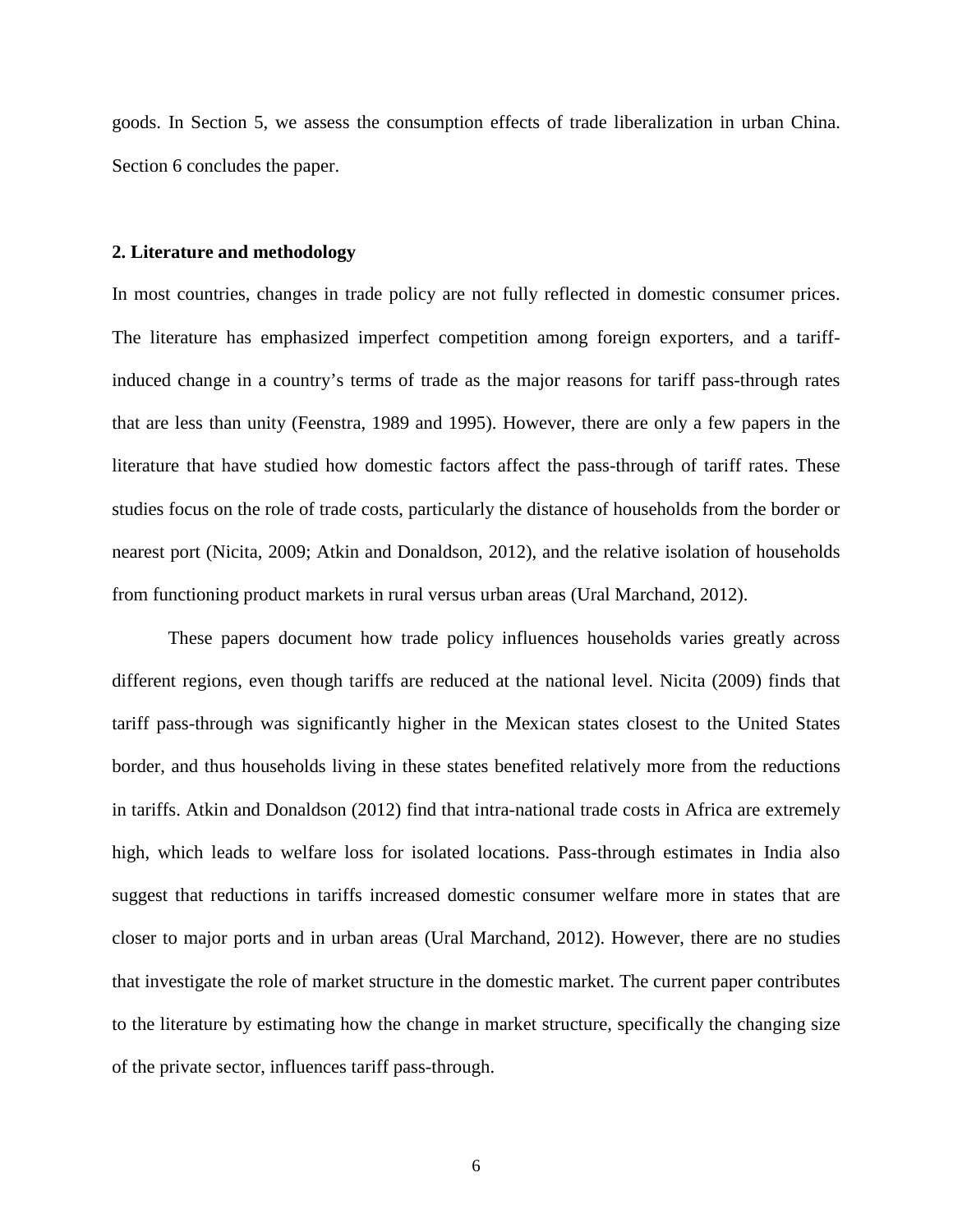goods. In Section 5, we assess the consumption effects of trade liberalization in urban China. Section 6 concludes the paper.

## 2. Literature and methodology

In most countries, changes in trade policy are not fully reflected in domestic consumer prices. The literature has emphasized imperfect competition among foreign exporters, and a tariff-induced change in a country's terms of trade as the major reasons for tariff pass-through rates that are less than unity (Feenstra, 1989 and 1995). However, there are only a few papers in the literature that have studied how domestic factors affect the pass-through of tariff rates. These studies focus on the role of trade costs, particularly the distance of households from the border or nearest port (Nicita, 2009; Atkin and Donaldson, 2012), and the relative isolation of households from functioning product markets in rural versus urban areas (Ural Marchand, 2012).

These papers document how trade policy influences households varies greatly across different regions, even though tariffs are reduced at the national level. Nicita (2009) finds that tariff pass-through was significantly higher in the Mexican states closest to the United States border, and thus households living in these states benefited relatively more from the reductions in tariffs. Atkin and Donaldson (2012) find that intra-national trade costs in Africa are extremely high, which leads to welfare loss for isolated locations. Pass-through estimates in India also suggest that reductions in tariffs increased domestic consumer welfare more in states that are closer to major ports and in urban areas (Ural Marchand, 2012). However, there are no studies that investigate the role of market structure in the domestic market. The current paper contributes to the literature by estimating how the change in market structure, specifically the changing size of the private sector, influences tariff pass-through.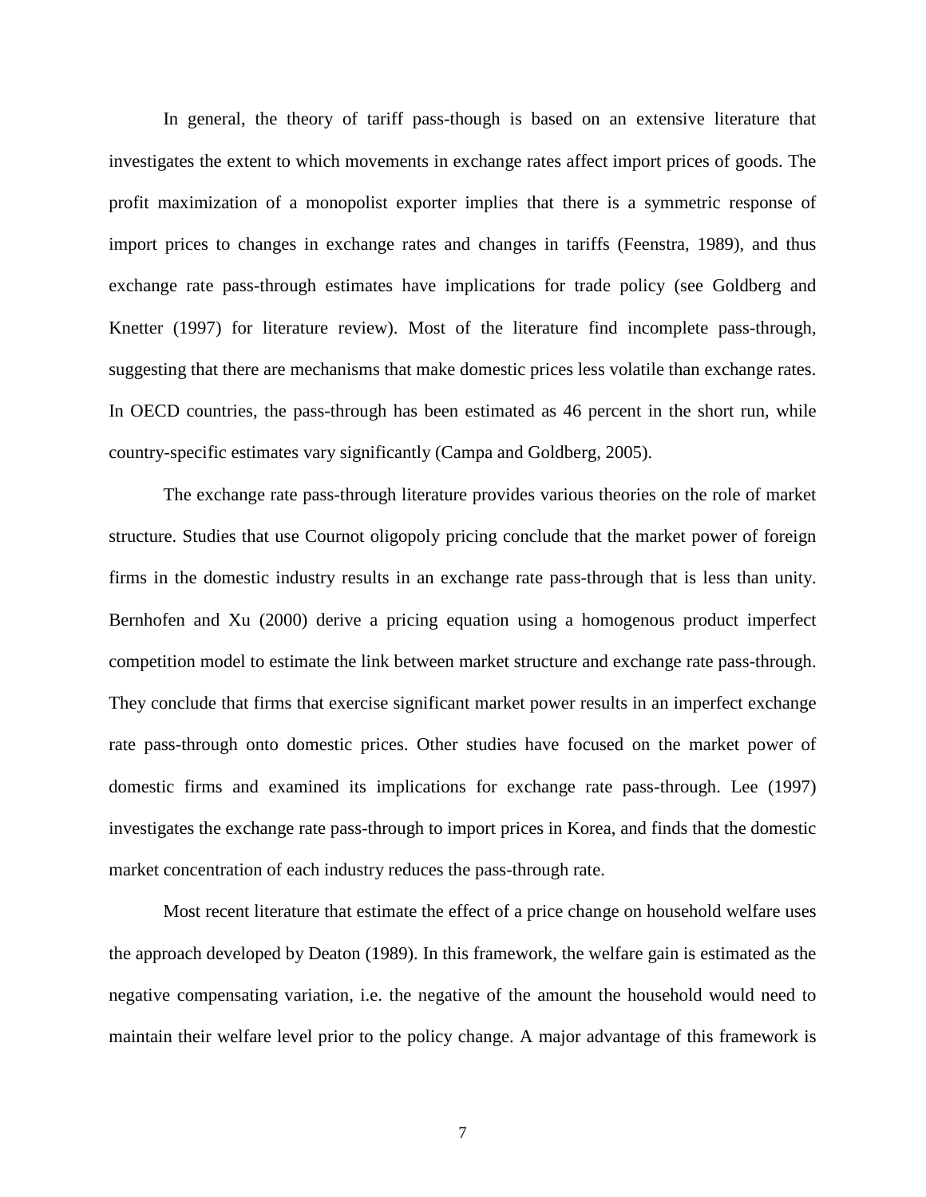In general, the theory of tariff pass-though is based on an extensive literature that investigates the extent to which movements in exchange rates affect import prices of goods. The profit maximization of a monopolist exporter implies that there is a symmetric response of import prices to changes in exchange rates and changes in tariffs (Feenstra, 1989), and thus exchange rate pass-through estimates have implications for trade policy (see Goldberg and Knetter (1997) for literature review). Most of the literature find incomplete pass-through, suggesting that there are mechanisms that make domestic prices less volatile than exchange rates. In OECD countries, the pass-through has been estimated as 46 percent in the short run, while country-specific estimates vary significantly (Campa and Goldberg, 2005).

The exchange rate pass-through literature provides various theories on the role of market structure. Studies that use Cournot oligopoly pricing conclude that the market power of foreign firms in the domestic industry results in an exchange rate pass-through that is less than unity. Bernhofen and Xu (2000) derive a pricing equation using a homogenous product imperfect competition model to estimate the link between market structure and exchange rate pass-through. They conclude that firms that exercise significant market power results in an imperfect exchange rate pass-through onto domestic prices. Other studies have focused on the market power of domestic firms and examined its implications for exchange rate pass-through. Lee (1997) investigates the exchange rate pass-through to import prices in Korea, and finds that the domestic market concentration of each industry reduces the pass-through rate.

Most recent literature that estimate the effect of a price change on household welfare uses the approach developed by Deaton (1989). In this framework, the welfare gain is estimated as the negative compensating variation, i.e. the negative of the amount the household would need to maintain their welfare level prior to the policy change. A major advantage of this framework is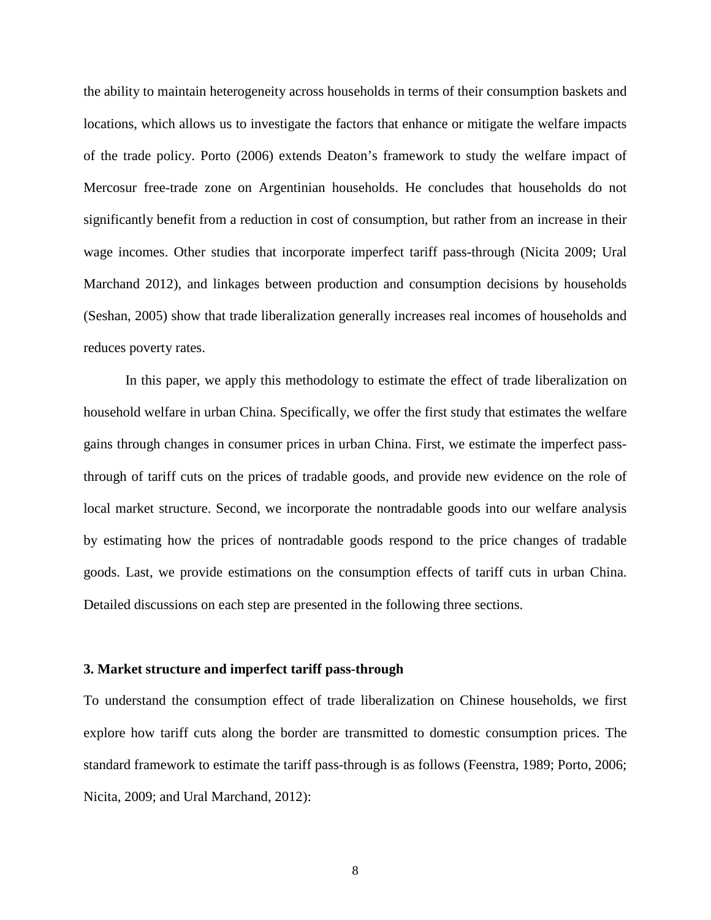the ability to maintain heterogeneity across households in terms of their consumption baskets and locations, which allows us to investigate the factors that enhance or mitigate the welfare impacts of the trade policy. Porto (2006) extends Deaton's framework to study the welfare impact of Mercosur free-trade zone on Argentinian households. He concludes that households do not significantly benefit from a reduction in cost of consumption, but rather from an increase in their wage incomes. Other studies that incorporate imperfect tariff pass-through (Nicita 2009; Ural Marchand 2012), and linkages between production and consumption decisions by households (Seshan, 2005) show that trade liberalization generally increases real incomes of households and reduces poverty rates.

In this paper, we apply this methodology to estimate the effect of trade liberalization on household welfare in urban China. Specifically, we offer the first study that estimates the welfare gains through changes in consumer prices in urban China. First, we estimate the imperfect pass-through of tariff cuts on the prices of tradable goods, and provide new evidence on the role of local market structure. Second, we incorporate the nontradable goods into our welfare analysis by estimating how the prices of nontradable goods respond to the price changes of tradable goods. Last, we provide estimations on the consumption effects of tariff cuts in urban China. Detailed discussions on each step are presented in the following three sections.

## 3. Market structure and imperfect tariff pass-through

To understand the consumption effect of trade liberalization on Chinese households, we first explore how tariff cuts along the border are transmitted to domestic consumption prices. The standard framework to estimate the tariff pass-through is as follows (Feenstra, 1989; Porto, 2006; Nicita, 2009; and Ural Marchand, 2012):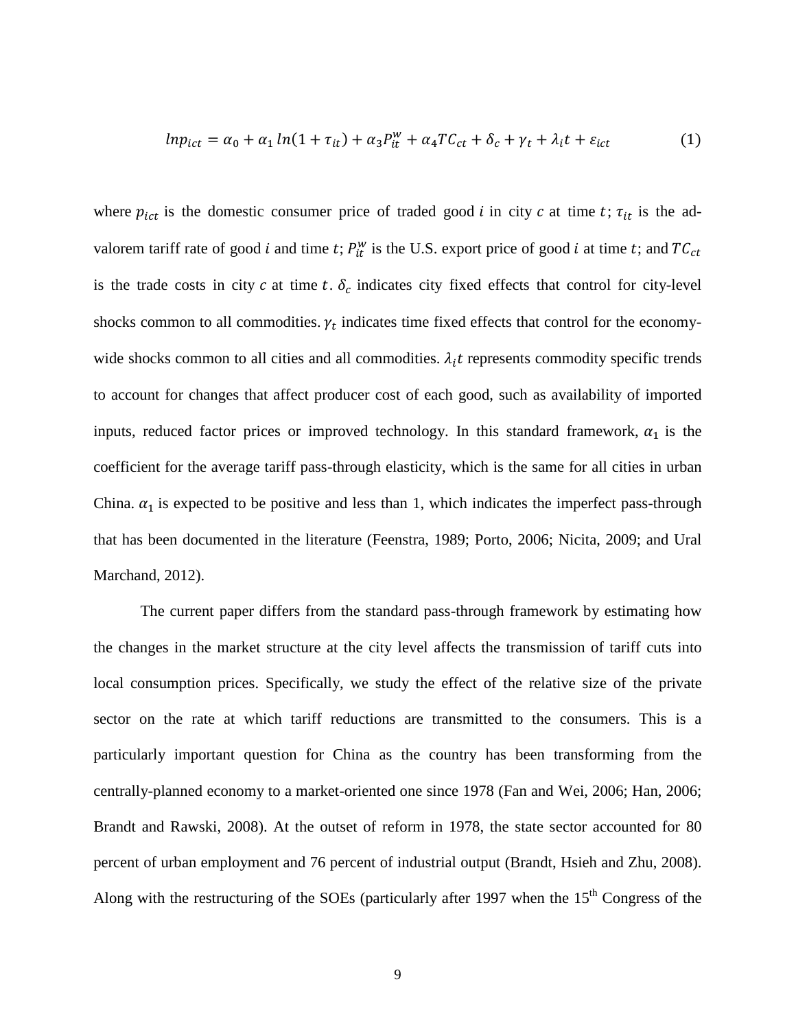$$lnp_{ict} = \alpha_0 + \alpha_1 \, ln(1 + \tau_{it}) + \alpha_3 P_{it}^{w} + \alpha_4 TC_{ct} + \delta_c + \gamma_t + \lambda_i t + \varepsilon_{ict} \tag{1}$$

where $p_{ict}$ is the domestic consumer price of traded good $i$ in city $c$ at time $t$; $\tau_{it}$ is the ad-valorem tariff rate of good $i$ and time $t$; $P_{it}^{w}$ is the U.S. export price of good $i$ at time $t$; and $TC_{ct}$ is the trade costs in city $c$ at time $t$. $\delta_c$ indicates city fixed effects that control for city-level shocks common to all commodities. $\gamma_t$ indicates time fixed effects that control for the economy-wide shocks common to all cities and all commodities. $\lambda_i t$ represents commodity specific trends to account for changes that affect producer cost of each good, such as availability of imported inputs, reduced factor prices or improved technology. In this standard framework, $\alpha_1$ is the coefficient for the average tariff pass-through elasticity, which is the same for all cities in urban China. $\alpha_1$ is expected to be positive and less than 1, which indicates the imperfect pass-through that has been documented in the literature (Feenstra, 1989; Porto, 2006; Nicita, 2009; and Ural Marchand, 2012).

The current paper differs from the standard pass-through framework by estimating how the changes in the market structure at the city level affects the transmission of tariff cuts into local consumption prices. Specifically, we study the effect of the relative size of the private sector on the rate at which tariff reductions are transmitted to the consumers. This is a particularly important question for China as the country has been transforming from the centrally-planned economy to a market-oriented one since 1978 (Fan and Wei, 2006; Han, 2006; Brandt and Rawski, 2008). At the outset of reform in 1978, the state sector accounted for 80 percent of urban employment and 76 percent of industrial output (Brandt, Hsieh and Zhu, 2008). Along with the restructuring of the SOEs (particularly after 1997 when the 15th Congress of the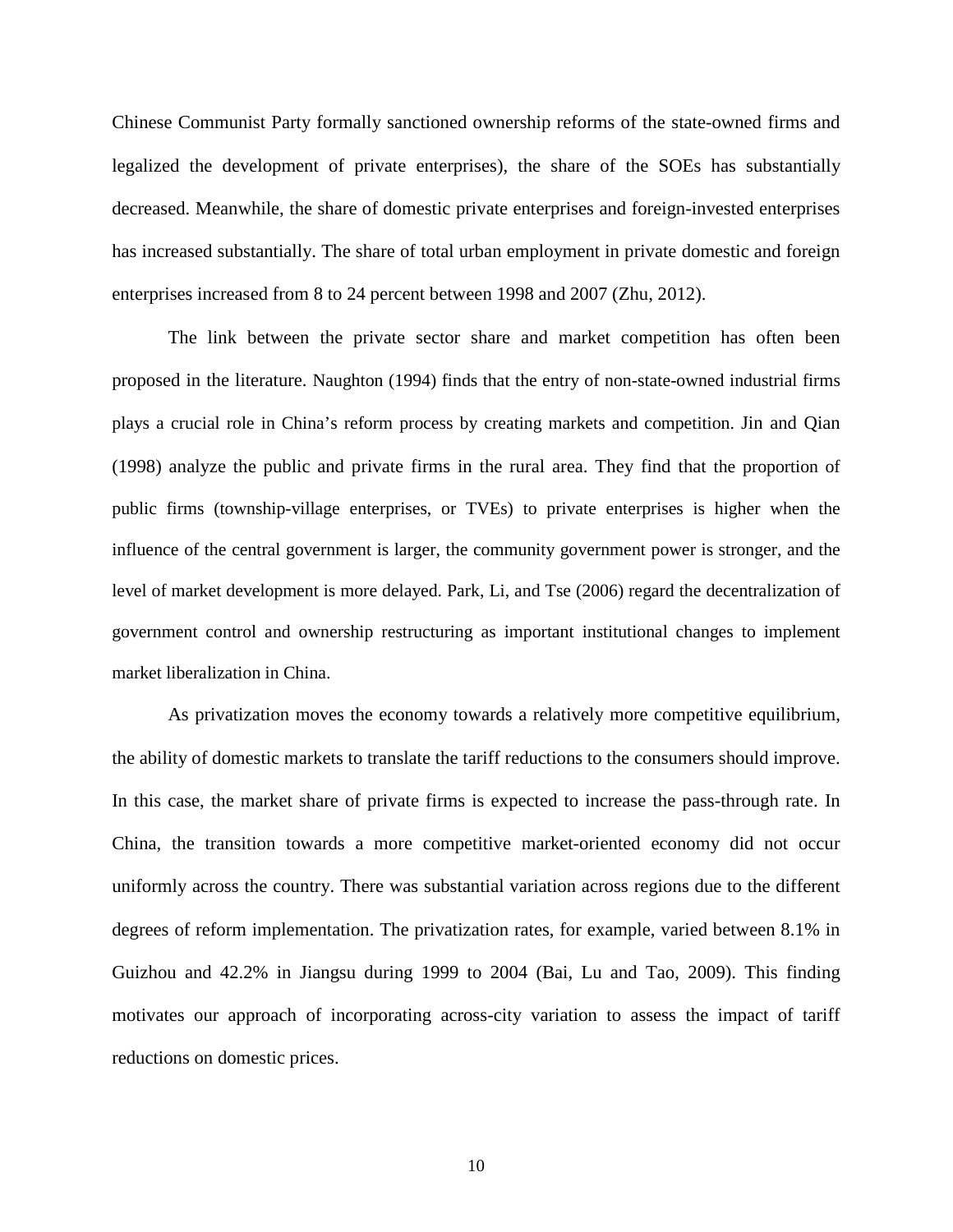Chinese Communist Party formally sanctioned ownership reforms of the state-owned firms and legalized the development of private enterprises), the share of the SOEs has substantially decreased. Meanwhile, the share of domestic private enterprises and foreign-invested enterprises has increased substantially. The share of total urban employment in private domestic and foreign enterprises increased from 8 to 24 percent between 1998 and 2007 (Zhu, 2012).

The link between the private sector share and market competition has often been proposed in the literature. Naughton (1994) finds that the entry of non-state-owned industrial firms plays a crucial role in China's reform process by creating markets and competition. Jin and Qian (1998) analyze the public and private firms in the rural area. They find that the proportion of public firms (township-village enterprises, or TVEs) to private enterprises is higher when the influence of the central government is larger, the community government power is stronger, and the level of market development is more delayed. Park, Li, and Tse (2006) regard the decentralization of government control and ownership restructuring as important institutional changes to implement market liberalization in China.

As privatization moves the economy towards a relatively more competitive equilibrium, the ability of domestic markets to translate the tariff reductions to the consumers should improve. In this case, the market share of private firms is expected to increase the pass-through rate. In China, the transition towards a more competitive market-oriented economy did not occur uniformly across the country. There was substantial variation across regions due to the different degrees of reform implementation. The privatization rates, for example, varied between 8.1% in Guizhou and 42.2% in Jiangsu during 1999 to 2004 (Bai, Lu and Tao, 2009). This finding motivates our approach of incorporating across-city variation to assess the impact of tariff reductions on domestic prices.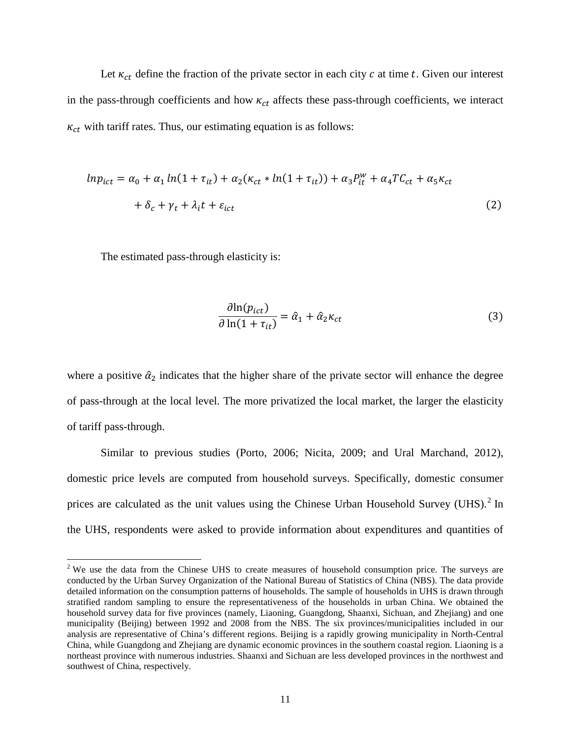Let $\kappa_{ct}$ define the fraction of the private sector in each city $c$ at time $t$. Given our interest in the pass-through coefficients and how $\kappa_{ct}$ affects these pass-through coefficients, we interact $\kappa_{ct}$ with tariff rates. Thus, our estimating equation is as follows:

$$
\begin{aligned}
lnp_{ict} = \alpha_0 + \alpha_1 \, ln(1+\tau_{it}) + \alpha_2(\kappa_{ct} * ln(1+\tau_{it})) + \alpha_3 P_{it}^{w} + \alpha_4 TC_{ct} + \alpha_5 \kappa_{ct} \\
+ \delta_c + \gamma_t + \lambda_i t + \varepsilon_{ict} \qquad (2)
\end{aligned}
$$

The estimated pass-through elasticity is:

$$
\frac{\partial \ln(p_{ict})}{\partial \ln(1+\tau_{it})} = \hat{\alpha}_1 + \hat{\alpha}_2 \kappa_{ct} \qquad (3)
$$

where a positive $\hat{\alpha}_2$ indicates that the higher share of the private sector will enhance the degree of pass-through at the local level. The more privatized the local market, the larger the elasticity of tariff pass-through.

Similar to previous studies (Porto, 2006; Nicita, 2009; and Ural Marchand, 2012), domestic price levels are computed from household surveys. Specifically, domestic consumer prices are calculated as the unit values using the Chinese Urban Household Survey (UHS).[2] In the UHS, respondents were asked to provide information about expenditures and quantities of

[2] We use the data from the Chinese UHS to create measures of household consumption price. The surveys are conducted by the Urban Survey Organization of the National Bureau of Statistics of China (NBS). The data provide detailed information on the consumption patterns of households. The sample of households in UHS is drawn through stratified random sampling to ensure the representativeness of the households in urban China. We obtained the household survey data for five provinces (namely, Liaoning, Guangdong, Shaanxi, Sichuan, and Zhejiang) and one municipality (Beijing) between 1992 and 2008 from the NBS. The six provinces/municipalities included in our analysis are representative of China's different regions. Beijing is a rapidly growing municipality in North-Central China, while Guangdong and Zhejiang are dynamic economic provinces in the southern coastal region. Liaoning is a northeast province with numerous industries. Shaanxi and Sichuan are less developed provinces in the northwest and southwest of China, respectively.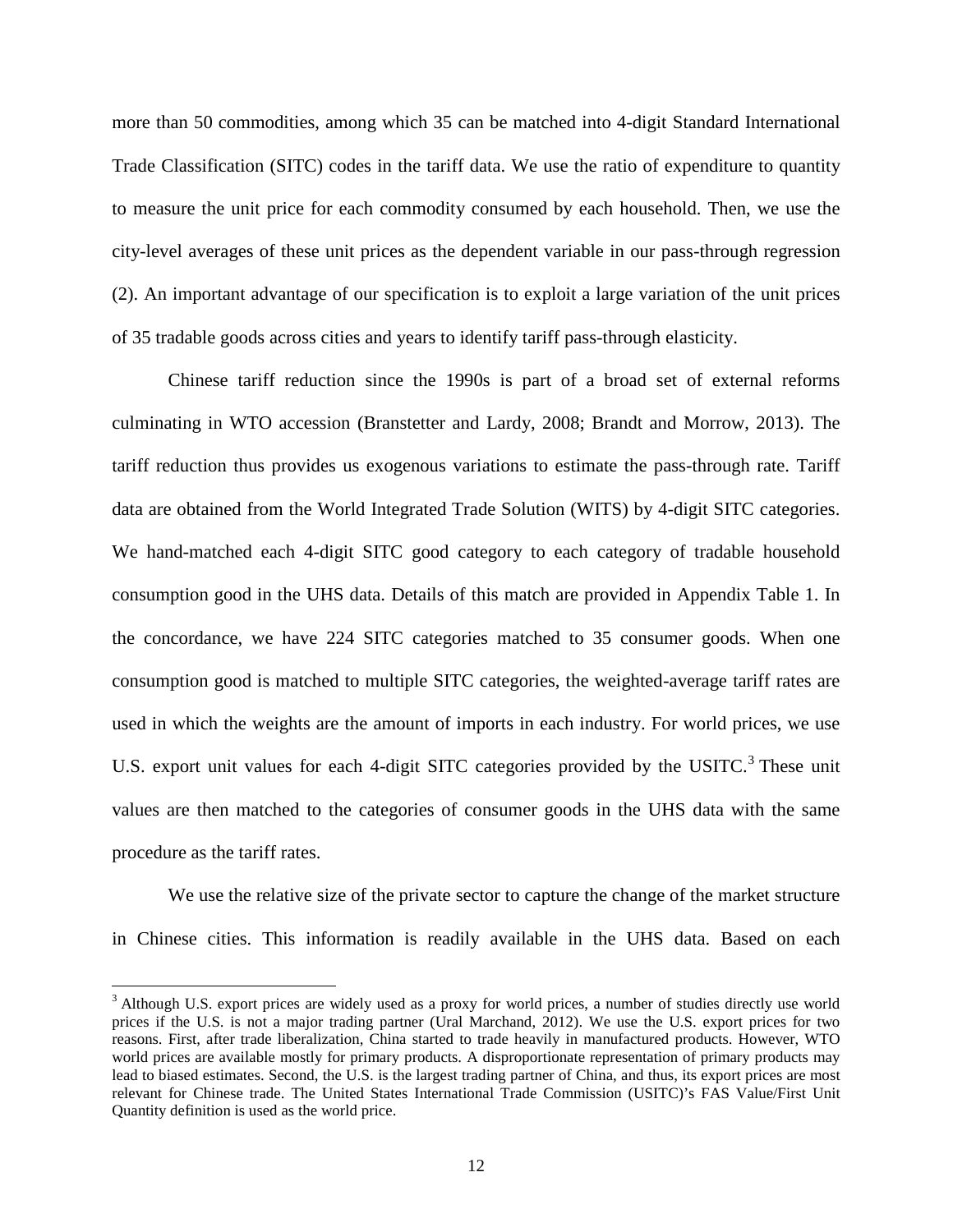more than 50 commodities, among which 35 can be matched into 4-digit Standard International Trade Classification (SITC) codes in the tariff data. We use the ratio of expenditure to quantity to measure the unit price for each commodity consumed by each household. Then, we use the city-level averages of these unit prices as the dependent variable in our pass-through regression (2). An important advantage of our specification is to exploit a large variation of the unit prices of 35 tradable goods across cities and years to identify tariff pass-through elasticity.

Chinese tariff reduction since the 1990s is part of a broad set of external reforms culminating in WTO accession (Branstetter and Lardy, 2008; Brandt and Morrow, 2013). The tariff reduction thus provides us exogenous variations to estimate the pass-through rate. Tariff data are obtained from the World Integrated Trade Solution (WITS) by 4-digit SITC categories. We hand-matched each 4-digit SITC good category to each category of tradable household consumption good in the UHS data. Details of this match are provided in Appendix Table 1. In the concordance, we have 224 SITC categories matched to 35 consumer goods. When one consumption good is matched to multiple SITC categories, the weighted-average tariff rates are used in which the weights are the amount of imports in each industry. For world prices, we use U.S. export unit values for each 4-digit SITC categories provided by the USITC.[3] These unit values are then matched to the categories of consumer goods in the UHS data with the same procedure as the tariff rates.

We use the relative size of the private sector to capture the change of the market structure in Chinese cities. This information is readily available in the UHS data. Based on each

[3] Although U.S. export prices are widely used as a proxy for world prices, a number of studies directly use world prices if the U.S. is not a major trading partner (Ural Marchand, 2012). We use the U.S. export prices for two reasons. First, after trade liberalization, China started to trade heavily in manufactured products. However, WTO world prices are available mostly for primary products. A disproportionate representation of primary products may lead to biased estimates. Second, the U.S. is the largest trading partner of China, and thus, its export prices are most relevant for Chinese trade. The United States International Trade Commission (USITC)'s FAS Value/First Unit Quantity definition is used as the world price.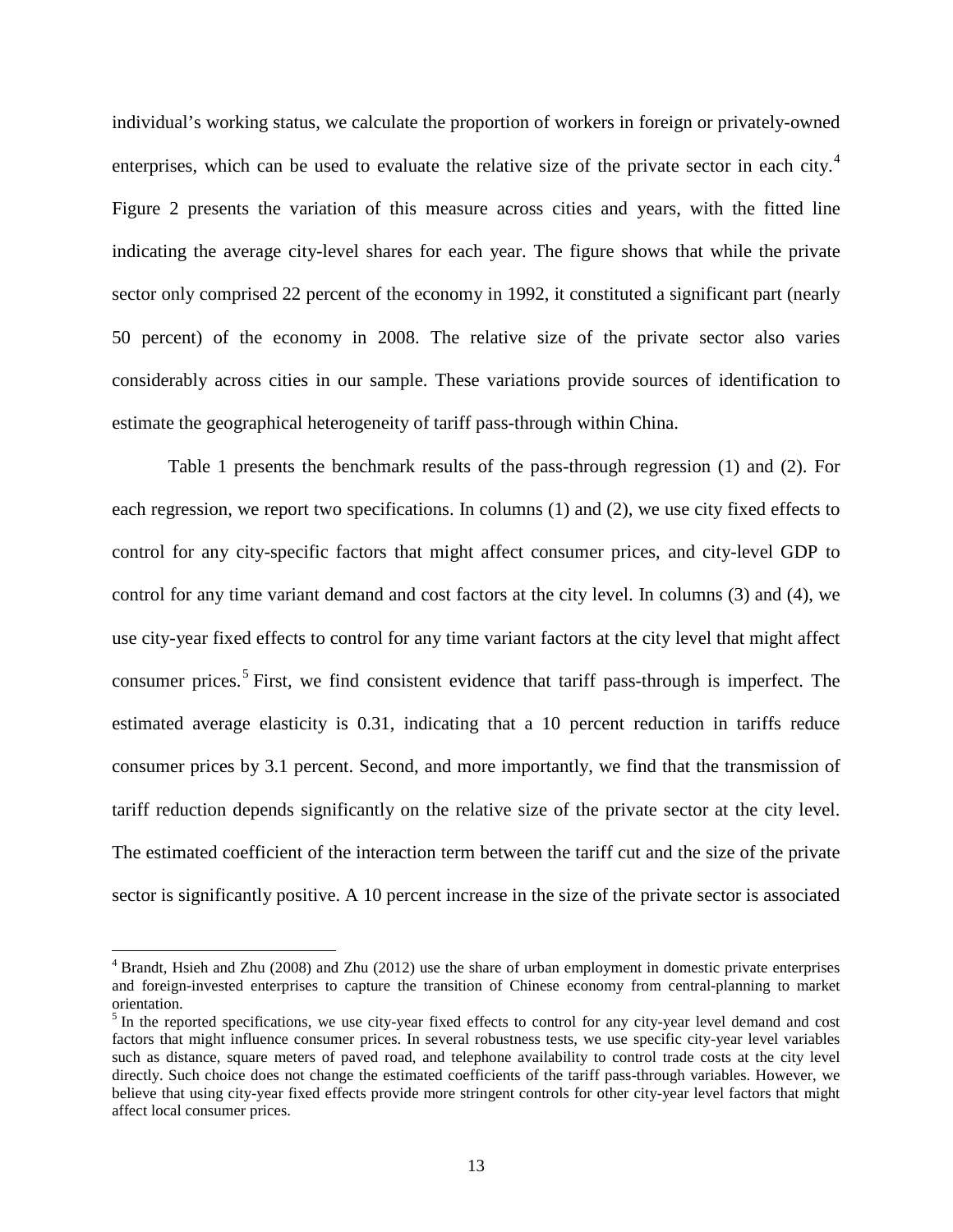individual's working status, we calculate the proportion of workers in foreign or privately-owned enterprises, which can be used to evaluate the relative size of the private sector in each city.[4] Figure 2 presents the variation of this measure across cities and years, with the fitted line indicating the average city-level shares for each year. The figure shows that while the private sector only comprised 22 percent of the economy in 1992, it constituted a significant part (nearly 50 percent) of the economy in 2008. The relative size of the private sector also varies considerably across cities in our sample. These variations provide sources of identification to estimate the geographical heterogeneity of tariff pass-through within China.

Table 1 presents the benchmark results of the pass-through regression (1) and (2). For each regression, we report two specifications. In columns (1) and (2), we use city fixed effects to control for any city-specific factors that might affect consumer prices, and city-level GDP to control for any time variant demand and cost factors at the city level. In columns (3) and (4), we use city-year fixed effects to control for any time variant factors at the city level that might affect consumer prices.[5] First, we find consistent evidence that tariff pass-through is imperfect. The estimated average elasticity is 0.31, indicating that a 10 percent reduction in tariffs reduce consumer prices by 3.1 percent. Second, and more importantly, we find that the transmission of tariff reduction depends significantly on the relative size of the private sector at the city level. The estimated coefficient of the interaction term between the tariff cut and the size of the private sector is significantly positive. A 10 percent increase in the size of the private sector is associated

---

[4] Brandt, Hsieh and Zhu (2008) and Zhu (2012) use the share of urban employment in domestic private enterprises and foreign-invested enterprises to capture the transition of Chinese economy from central-planning to market orientation.

[5] In the reported specifications, we use city-year fixed effects to control for any city-year level demand and cost factors that might influence consumer prices. In several robustness tests, we use specific city-year level variables such as distance, square meters of paved road, and telephone availability to control trade costs at the city level directly. Such choice does not change the estimated coefficients of the tariff pass-through variables. However, we believe that using city-year fixed effects provide more stringent controls for other city-year level factors that might affect local consumer prices.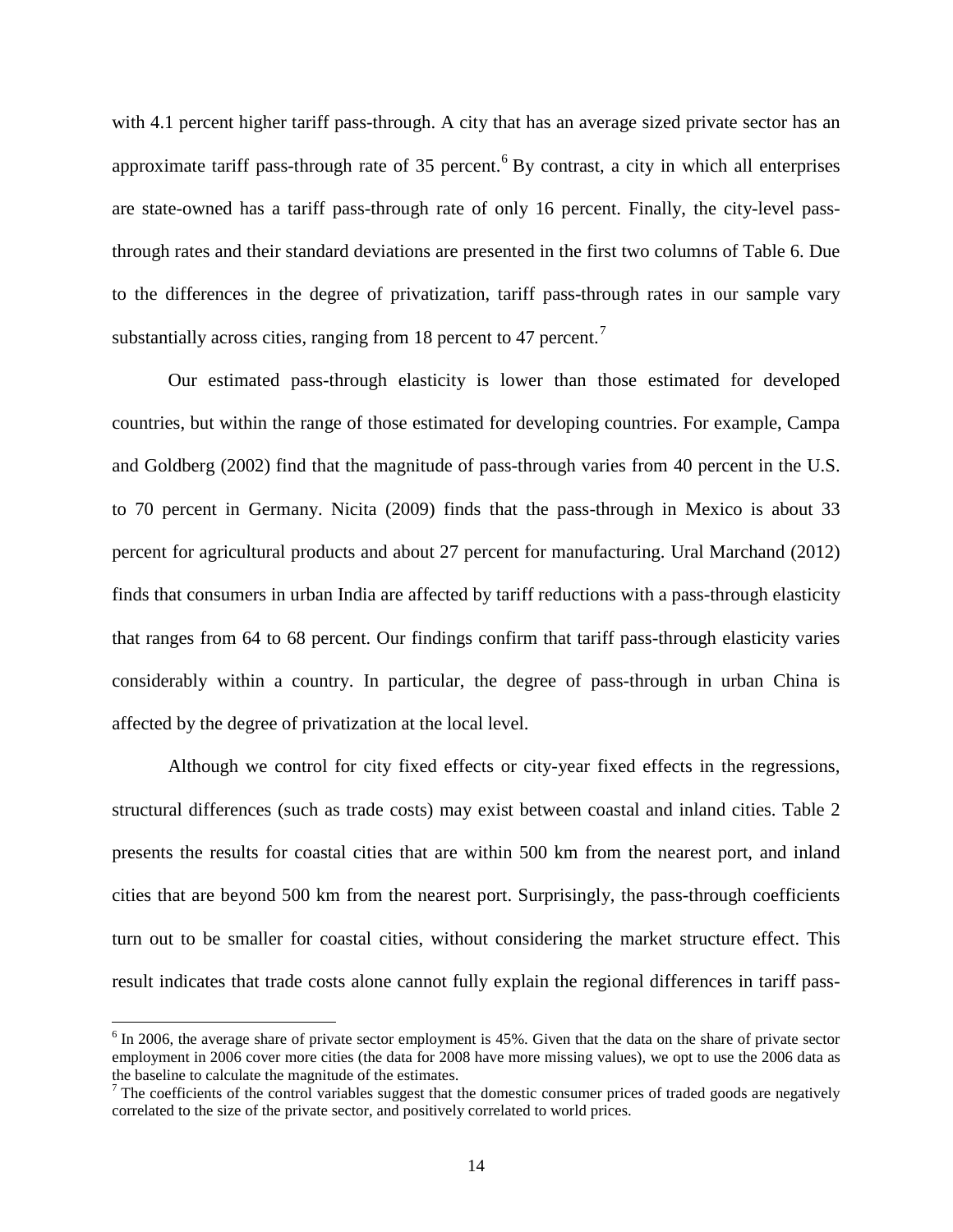with 4.1 percent higher tariff pass-through. A city that has an average sized private sector has an approximate tariff pass-through rate of 35 percent.[6] By contrast, a city in which all enterprises are state-owned has a tariff pass-through rate of only 16 percent. Finally, the city-level pass-through rates and their standard deviations are presented in the first two columns of Table 6. Due to the differences in the degree of privatization, tariff pass-through rates in our sample vary substantially across cities, ranging from 18 percent to 47 percent.[7]

Our estimated pass-through elasticity is lower than those estimated for developed countries, but within the range of those estimated for developing countries. For example, Campa and Goldberg (2002) find that the magnitude of pass-through varies from 40 percent in the U.S. to 70 percent in Germany. Nicita (2009) finds that the pass-through in Mexico is about 33 percent for agricultural products and about 27 percent for manufacturing. Ural Marchand (2012) finds that consumers in urban India are affected by tariff reductions with a pass-through elasticity that ranges from 64 to 68 percent. Our findings confirm that tariff pass-through elasticity varies considerably within a country. In particular, the degree of pass-through in urban China is affected by the degree of privatization at the local level.

Although we control for city fixed effects or city-year fixed effects in the regressions, structural differences (such as trade costs) may exist between coastal and inland cities. Table 2 presents the results for coastal cities that are within 500 km from the nearest port, and inland cities that are beyond 500 km from the nearest port. Surprisingly, the pass-through coefficients turn out to be smaller for coastal cities, without considering the market structure effect. This result indicates that trade costs alone cannot fully explain the regional differences in tariff pass-

---

[6] In 2006, the average share of private sector employment is 45%. Given that the data on the share of private sector employment in 2006 cover more cities (the data for 2008 have more missing values), we opt to use the 2006 data as the baseline to calculate the magnitude of the estimates.

[7] The coefficients of the control variables suggest that the domestic consumer prices of traded goods are negatively correlated to the size of the private sector, and positively correlated to world prices.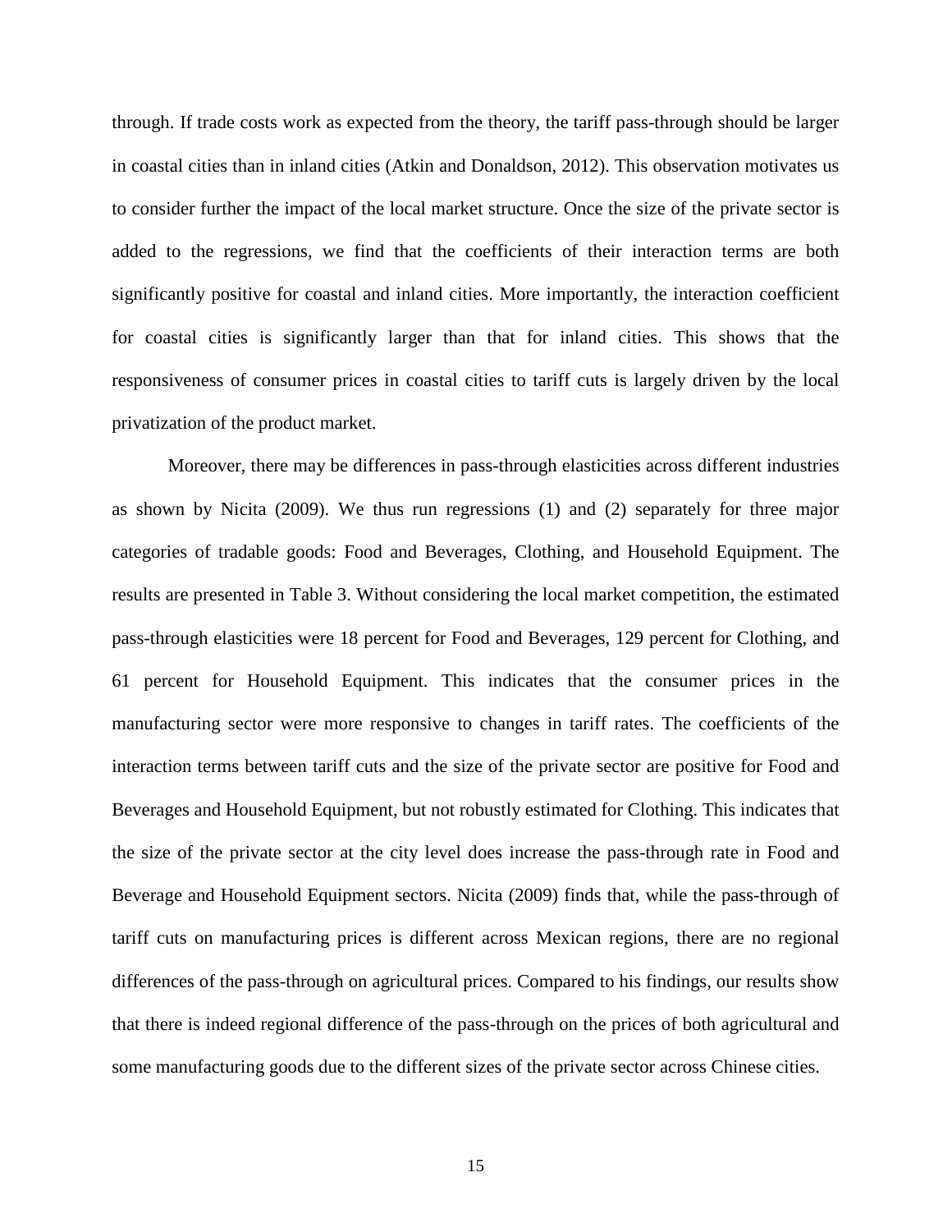through. If trade costs work as expected from the theory, the tariff pass-through should be larger in coastal cities than in inland cities (Atkin and Donaldson, 2012). This observation motivates us to consider further the impact of the local market structure. Once the size of the private sector is added to the regressions, we find that the coefficients of their interaction terms are both significantly positive for coastal and inland cities. More importantly, the interaction coefficient for coastal cities is significantly larger than that for inland cities. This shows that the responsiveness of consumer prices in coastal cities to tariff cuts is largely driven by the local privatization of the product market.

Moreover, there may be differences in pass-through elasticities across different industries as shown by Nicita (2009). We thus run regressions (1) and (2) separately for three major categories of tradable goods: Food and Beverages, Clothing, and Household Equipment. The results are presented in Table 3. Without considering the local market competition, the estimated pass-through elasticities were 18 percent for Food and Beverages, 129 percent for Clothing, and 61 percent for Household Equipment. This indicates that the consumer prices in the manufacturing sector were more responsive to changes in tariff rates. The coefficients of the interaction terms between tariff cuts and the size of the private sector are positive for Food and Beverages and Household Equipment, but not robustly estimated for Clothing. This indicates that the size of the private sector at the city level does increase the pass-through rate in Food and Beverage and Household Equipment sectors. Nicita (2009) finds that, while the pass-through of tariff cuts on manufacturing prices is different across Mexican regions, there are no regional differences of the pass-through on agricultural prices. Compared to his findings, our results show that there is indeed regional difference of the pass-through on the prices of both agricultural and some manufacturing goods due to the different sizes of the private sector across Chinese cities.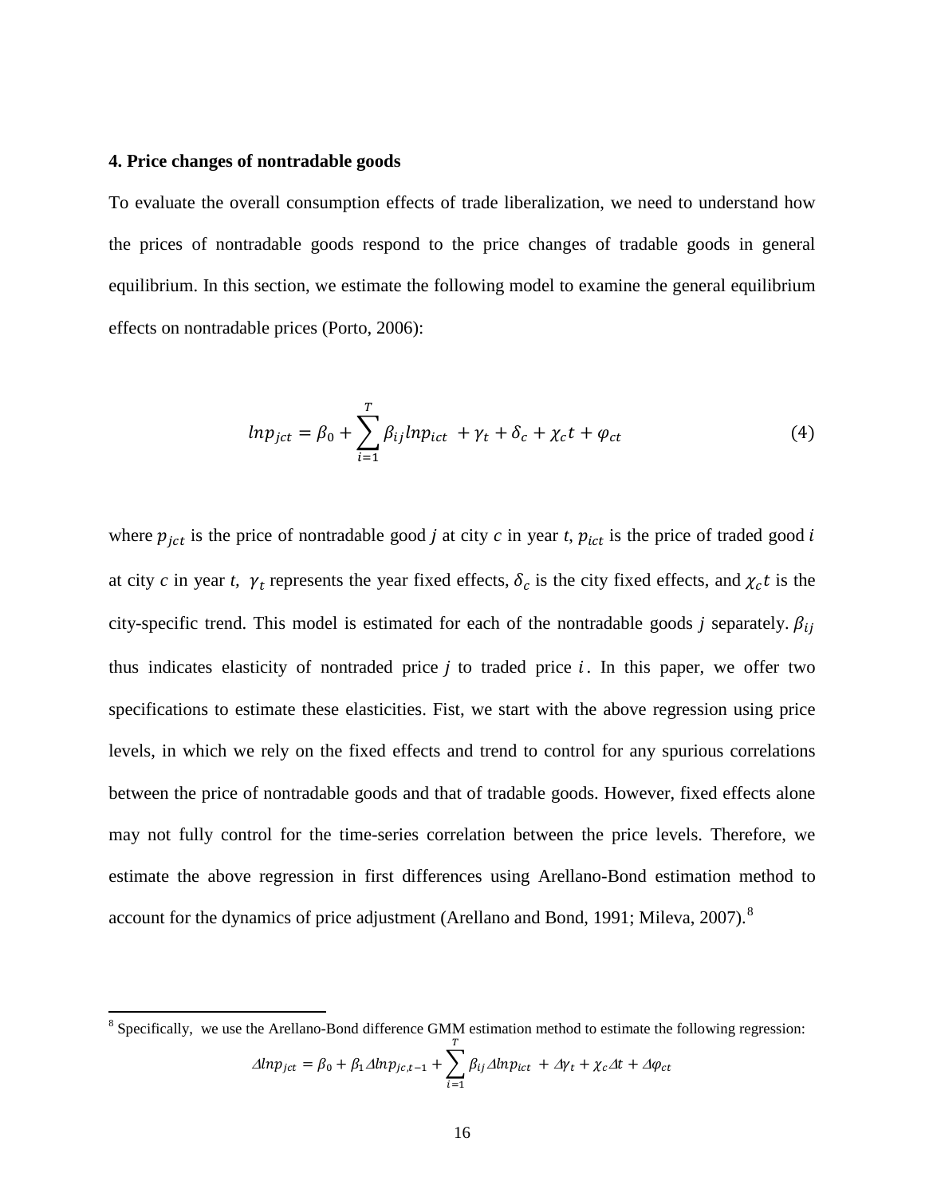**4. Price changes of nontradable goods**

To evaluate the overall consumption effects of trade liberalization, we need to understand how the prices of nontradable goods respond to the price changes of tradable goods in general equilibrium. In this section, we estimate the following model to examine the general equilibrium effects on nontradable prices (Porto, 2006):

$$lnp_{jct} = \beta_0 + \sum_{i=1}^{T} \beta_{ij} lnp_{ict} + \gamma_t + \delta_c + \chi_c t + \varphi_{ct} \tag{4}$$

where $p_{jct}$ is the price of nontradable good *j* at city *c* in year *t*, $p_{ict}$ is the price of traded good $i$ at city *c* in year *t*, $\gamma_t$ represents the year fixed effects, $\delta_c$ is the city fixed effects, and $\chi_c t$ is the city-specific trend. This model is estimated for each of the nontradable goods *j* separately. $\beta_{ij}$ thus indicates elasticity of nontraded price *j* to traded price $i$. In this paper, we offer two specifications to estimate these elasticities. Fist, we start with the above regression using price levels, in which we rely on the fixed effects and trend to control for any spurious correlations between the price of nontradable goods and that of tradable goods. However, fixed effects alone may not fully control for the time-series correlation between the price levels. Therefore, we estimate the above regression in first differences using Arellano-Bond estimation method to account for the dynamics of price adjustment (Arellano and Bond, 1991; Mileva, 2007).[8]

[8] Specifically, we use the Arellano-Bond difference GMM estimation method to estimate the following regression:

$$\Delta lnp_{jct} = \beta_0 + \beta_1 \Delta lnp_{jc,t-1} + \sum_{i=1}^{T} \beta_{ij} \Delta lnp_{ict} + \Delta\gamma_t + \chi_c \Delta t + \Delta\varphi_{ct}$$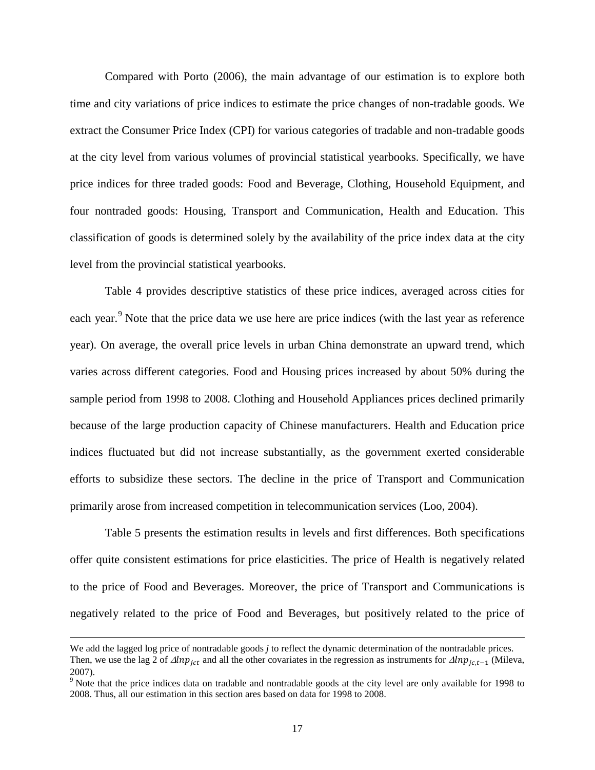Compared with Porto (2006), the main advantage of our estimation is to explore both time and city variations of price indices to estimate the price changes of non-tradable goods. We extract the Consumer Price Index (CPI) for various categories of tradable and non-tradable goods at the city level from various volumes of provincial statistical yearbooks. Specifically, we have price indices for three traded goods: Food and Beverage, Clothing, Household Equipment, and four nontraded goods: Housing, Transport and Communication, Health and Education. This classification of goods is determined solely by the availability of the price index data at the city level from the provincial statistical yearbooks.

Table 4 provides descriptive statistics of these price indices, averaged across cities for each year.[9] Note that the price data we use here are price indices (with the last year as reference year). On average, the overall price levels in urban China demonstrate an upward trend, which varies across different categories. Food and Housing prices increased by about 50% during the sample period from 1998 to 2008. Clothing and Household Appliances prices declined primarily because of the large production capacity of Chinese manufacturers. Health and Education price indices fluctuated but did not increase substantially, as the government exerted considerable efforts to subsidize these sectors. The decline in the price of Transport and Communication primarily arose from increased competition in telecommunication services (Loo, 2004).

Table 5 presents the estimation results in levels and first differences. Both specifications offer quite consistent estimations for price elasticities. The price of Health is negatively related to the price of Food and Beverages. Moreover, the price of Transport and Communications is negatively related to the price of Food and Beverages, but positively related to the price of

---

We add the lagged log price of nontradable goods *j* to reflect the dynamic determination of the nontradable prices. Then, we use the lag 2 of $\Delta lnp_{jct}$ and all the other covariates in the regression as instruments for $\Delta lnp_{jc,t-1}$ (Mileva, 2007).

[9] Note that the price indices data on tradable and nontradable goods at the city level are only available for 1998 to 2008. Thus, all our estimation in this section ares based on data for 1998 to 2008.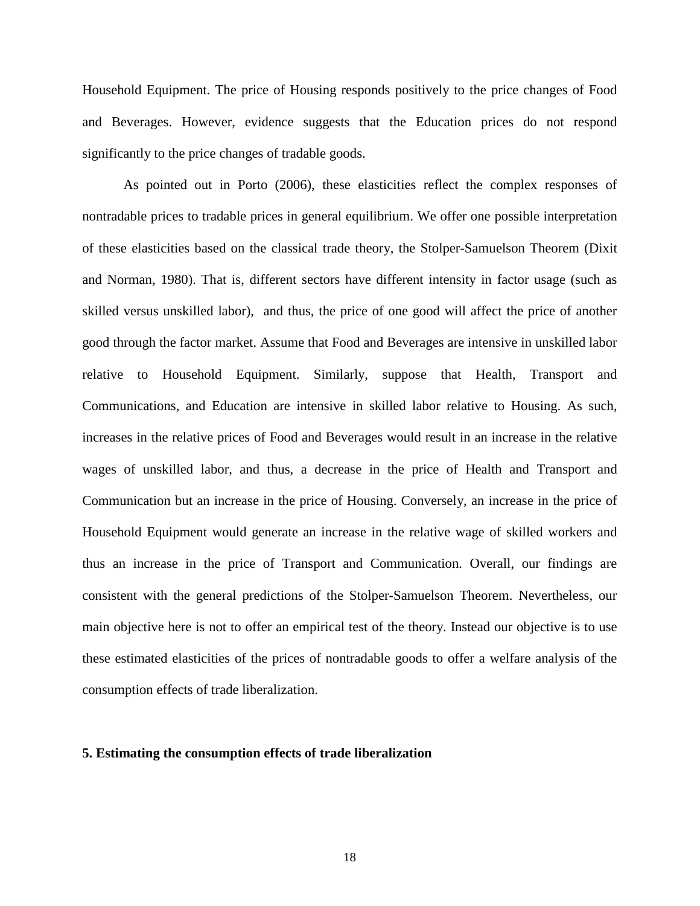Household Equipment. The price of Housing responds positively to the price changes of Food and Beverages. However, evidence suggests that the Education prices do not respond significantly to the price changes of tradable goods.

As pointed out in Porto (2006), these elasticities reflect the complex responses of nontradable prices to tradable prices in general equilibrium. We offer one possible interpretation of these elasticities based on the classical trade theory, the Stolper-Samuelson Theorem (Dixit and Norman, 1980). That is, different sectors have different intensity in factor usage (such as skilled versus unskilled labor), and thus, the price of one good will affect the price of another good through the factor market. Assume that Food and Beverages are intensive in unskilled labor relative to Household Equipment. Similarly, suppose that Health, Transport and Communications, and Education are intensive in skilled labor relative to Housing. As such, increases in the relative prices of Food and Beverages would result in an increase in the relative wages of unskilled labor, and thus, a decrease in the price of Health and Transport and Communication but an increase in the price of Housing. Conversely, an increase in the price of Household Equipment would generate an increase in the relative wage of skilled workers and thus an increase in the price of Transport and Communication. Overall, our findings are consistent with the general predictions of the Stolper-Samuelson Theorem. Nevertheless, our main objective here is not to offer an empirical test of the theory. Instead our objective is to use these estimated elasticities of the prices of nontradable goods to offer a welfare analysis of the consumption effects of trade liberalization.

## 5. Estimating the consumption effects of trade liberalization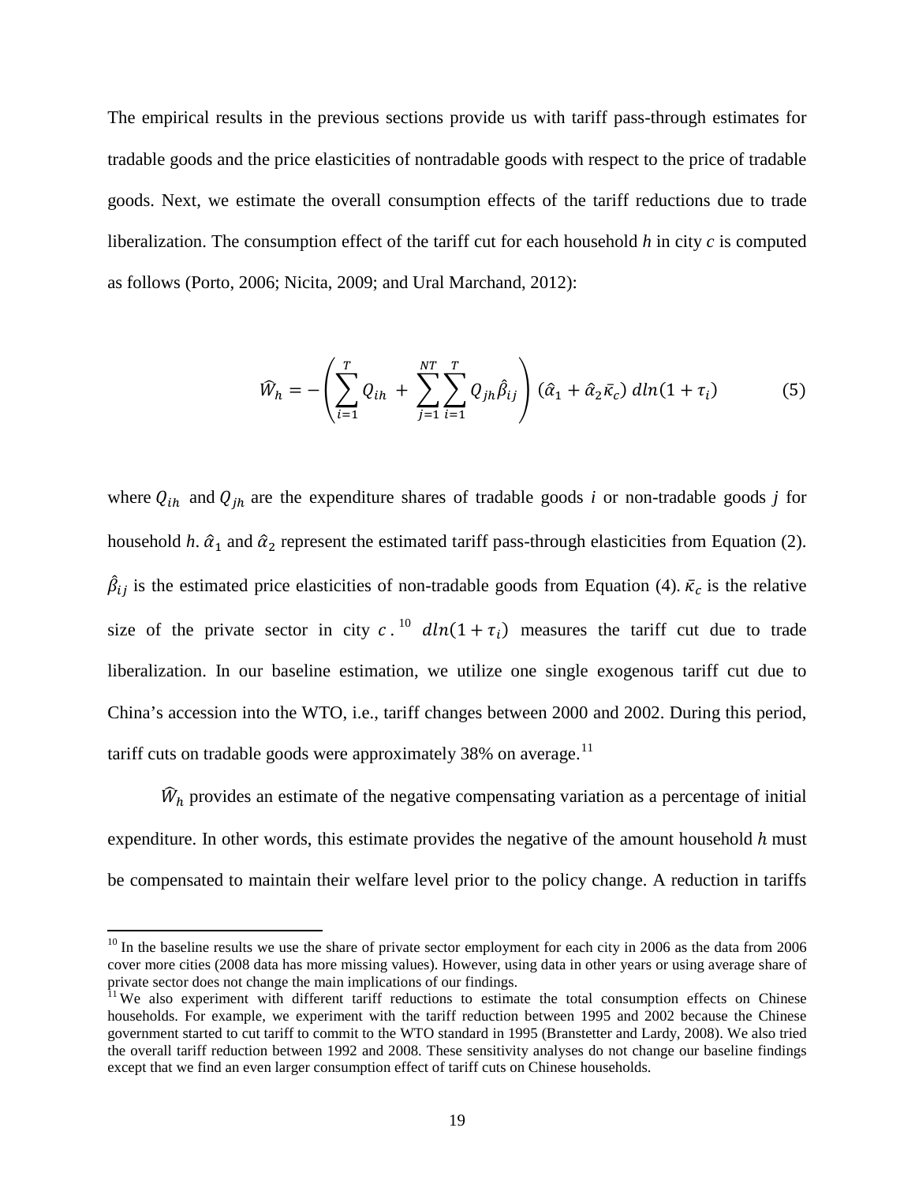The empirical results in the previous sections provide us with tariff pass-through estimates for tradable goods and the price elasticities of nontradable goods with respect to the price of tradable goods. Next, we estimate the overall consumption effects of the tariff reductions due to trade liberalization. The consumption effect of the tariff cut for each household *h* in city *c* is computed as follows (Porto, 2006; Nicita, 2009; and Ural Marchand, 2012):

$$\widehat{W}_h = -\left(\sum_{i=1}^{T} Q_{ih} + \sum_{j=1}^{NT}\sum_{i=1}^{T} Q_{jh}\hat{\beta}_{ij}\right)(\hat{\alpha}_1 + \hat{\alpha}_2\bar{\kappa}_c)\; dln(1+\tau_i) \tag{5}$$

where $Q_{ih}$ and $Q_{jh}$ are the expenditure shares of tradable goods *i* or non-tradable goods *j* for household *h*. $\hat{\alpha}_1$ and $\hat{\alpha}_2$ represent the estimated tariff pass-through elasticities from Equation (2). $\hat{\beta}_{ij}$ is the estimated price elasticities of non-tradable goods from Equation (4). $\bar{\kappa}_c$ is the relative size of the private sector in city $c$.[10] $dln(1+\tau_i)$ measures the tariff cut due to trade liberalization. In our baseline estimation, we utilize one single exogenous tariff cut due to China's accession into the WTO, i.e., tariff changes between 2000 and 2002. During this period, tariff cuts on tradable goods were approximately 38% on average.[11]

$\widehat{W}_h$ provides an estimate of the negative compensating variation as a percentage of initial expenditure. In other words, this estimate provides the negative of the amount household $h$ must be compensated to maintain their welfare level prior to the policy change. A reduction in tariffs

[10] In the baseline results we use the share of private sector employment for each city in 2006 as the data from 2006 cover more cities (2008 data has more missing values). However, using data in other years or using average share of private sector does not change the main implications of our findings.

[11] We also experiment with different tariff reductions to estimate the total consumption effects on Chinese households. For example, we experiment with the tariff reduction between 1995 and 2002 because the Chinese government started to cut tariff to commit to the WTO standard in 1995 (Branstetter and Lardy, 2008). We also tried the overall tariff reduction between 1992 and 2008. These sensitivity analyses do not change our baseline findings except that we find an even larger consumption effect of tariff cuts on Chinese households.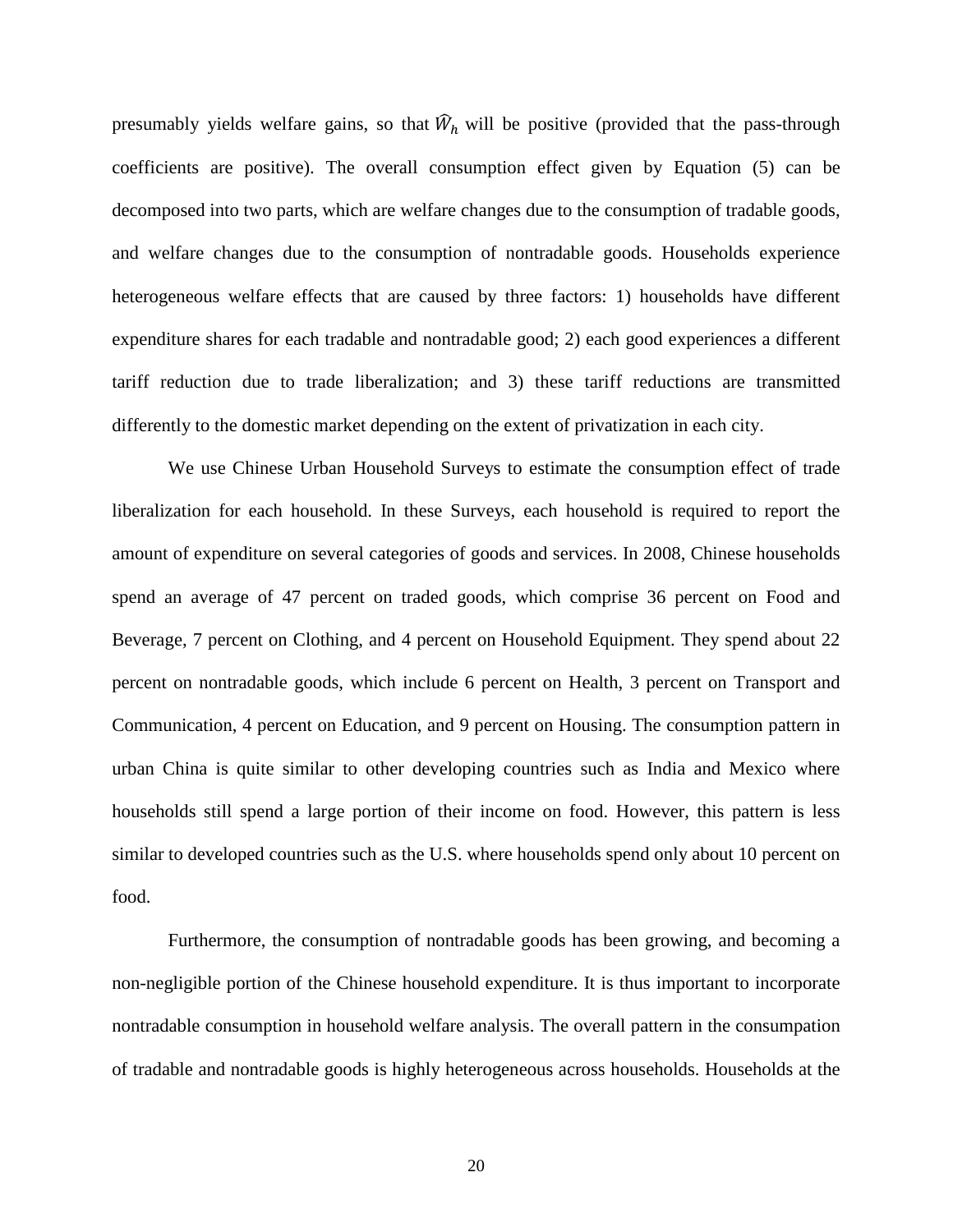presumably yields welfare gains, so that $\widehat{W}_h$ will be positive (provided that the pass-through coefficients are positive). The overall consumption effect given by Equation (5) can be decomposed into two parts, which are welfare changes due to the consumption of tradable goods, and welfare changes due to the consumption of nontradable goods. Households experience heterogeneous welfare effects that are caused by three factors: 1) households have different expenditure shares for each tradable and nontradable good; 2) each good experiences a different tariff reduction due to trade liberalization; and 3) these tariff reductions are transmitted differently to the domestic market depending on the extent of privatization in each city.

We use Chinese Urban Household Surveys to estimate the consumption effect of trade liberalization for each household. In these Surveys, each household is required to report the amount of expenditure on several categories of goods and services. In 2008, Chinese households spend an average of 47 percent on traded goods, which comprise 36 percent on Food and Beverage, 7 percent on Clothing, and 4 percent on Household Equipment. They spend about 22 percent on nontradable goods, which include 6 percent on Health, 3 percent on Transport and Communication, 4 percent on Education, and 9 percent on Housing. The consumption pattern in urban China is quite similar to other developing countries such as India and Mexico where households still spend a large portion of their income on food. However, this pattern is less similar to developed countries such as the U.S. where households spend only about 10 percent on food.

Furthermore, the consumption of nontradable goods has been growing, and becoming a non-negligible portion of the Chinese household expenditure. It is thus important to incorporate nontradable consumption in household welfare analysis. The overall pattern in the consumpation of tradable and nontradable goods is highly heterogeneous across households. Households at the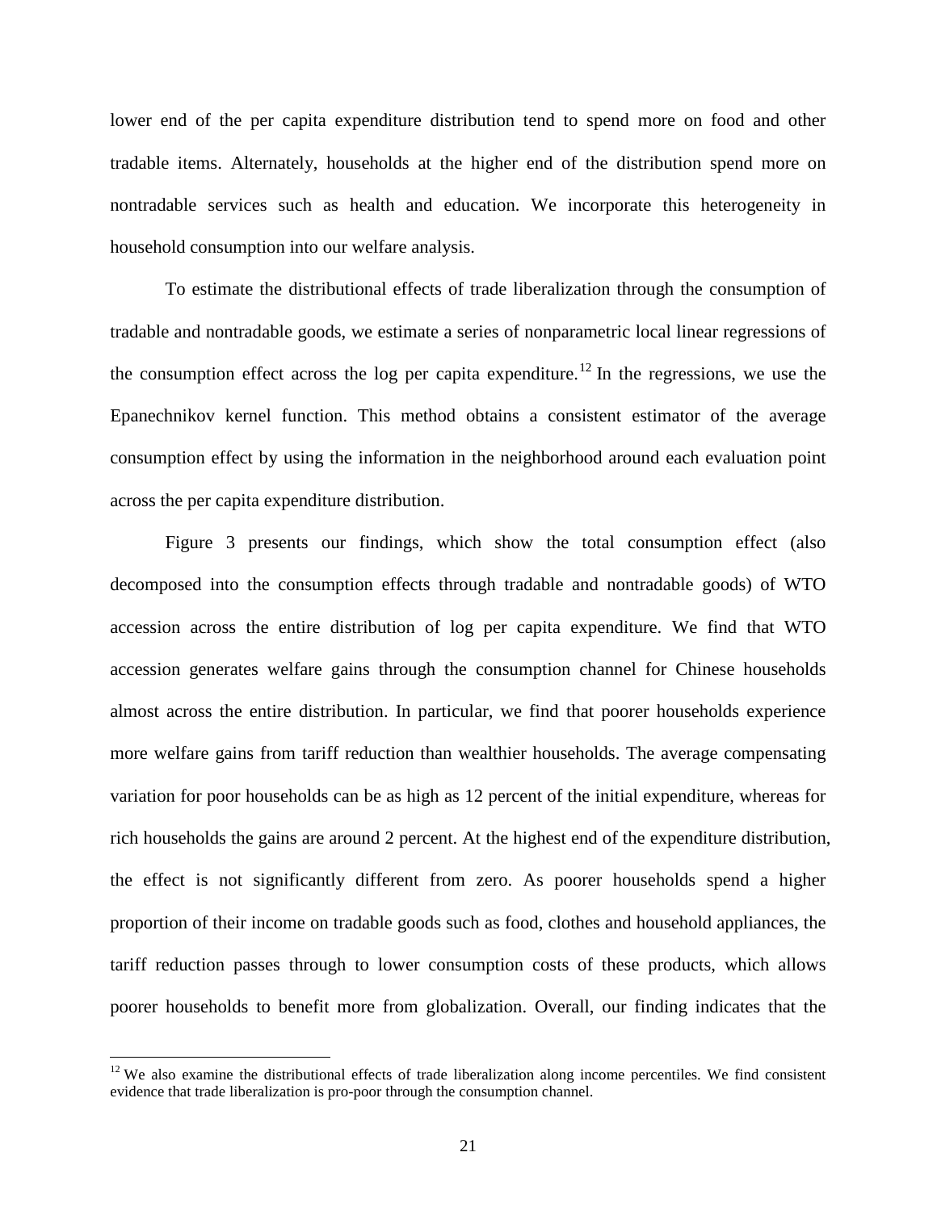lower end of the per capita expenditure distribution tend to spend more on food and other tradable items. Alternately, households at the higher end of the distribution spend more on nontradable services such as health and education. We incorporate this heterogeneity in household consumption into our welfare analysis.

To estimate the distributional effects of trade liberalization through the consumption of tradable and nontradable goods, we estimate a series of nonparametric local linear regressions of the consumption effect across the log per capita expenditure.[12] In the regressions, we use the Epanechnikov kernel function. This method obtains a consistent estimator of the average consumption effect by using the information in the neighborhood around each evaluation point across the per capita expenditure distribution.

Figure 3 presents our findings, which show the total consumption effect (also decomposed into the consumption effects through tradable and nontradable goods) of WTO accession across the entire distribution of log per capita expenditure. We find that WTO accession generates welfare gains through the consumption channel for Chinese households almost across the entire distribution. In particular, we find that poorer households experience more welfare gains from tariff reduction than wealthier households. The average compensating variation for poor households can be as high as 12 percent of the initial expenditure, whereas for rich households the gains are around 2 percent. At the highest end of the expenditure distribution, the effect is not significantly different from zero. As poorer households spend a higher proportion of their income on tradable goods such as food, clothes and household appliances, the tariff reduction passes through to lower consumption costs of these products, which allows poorer households to benefit more from globalization. Overall, our finding indicates that the

[12] We also examine the distributional effects of trade liberalization along income percentiles. We find consistent evidence that trade liberalization is pro-poor through the consumption channel.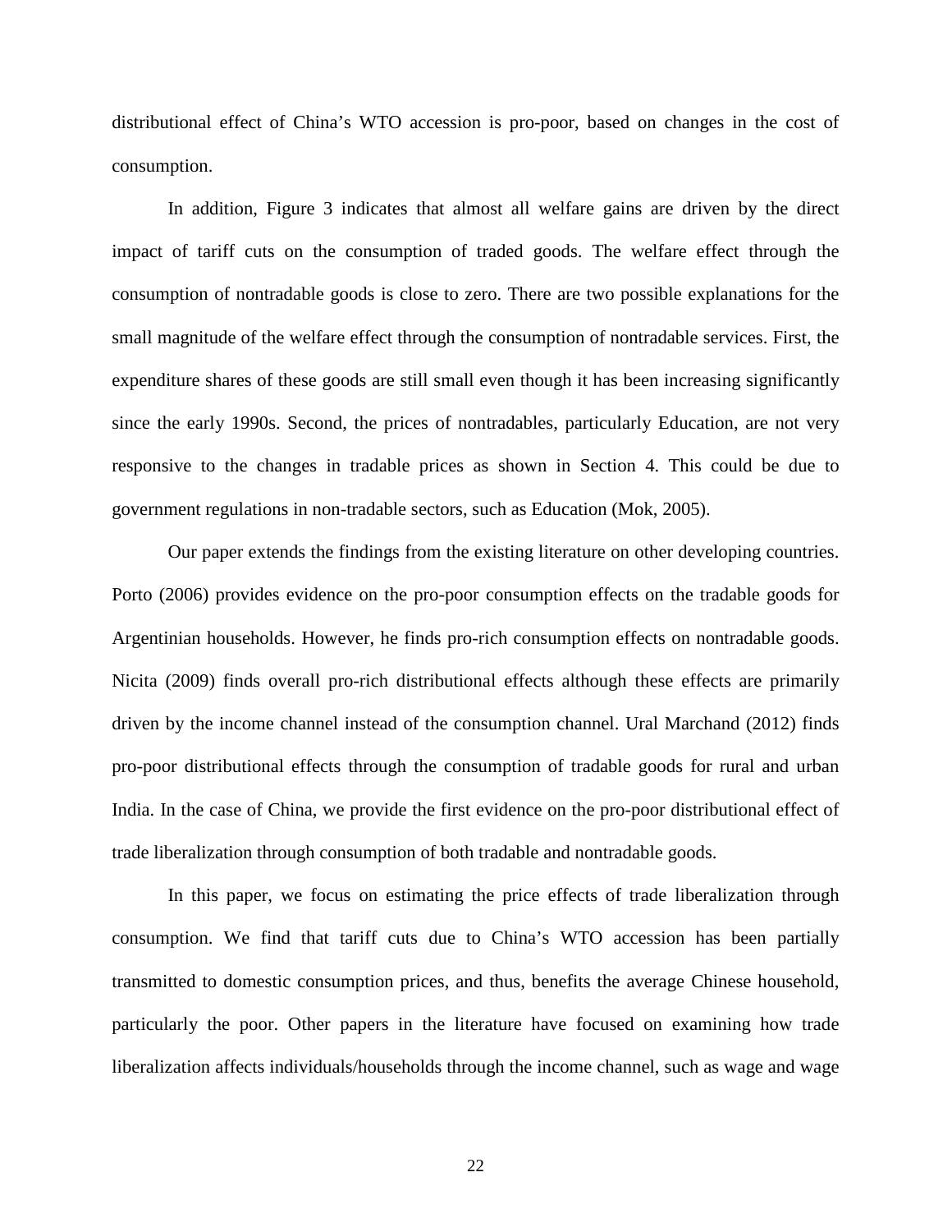distributional effect of China's WTO accession is pro-poor, based on changes in the cost of consumption.

In addition, Figure 3 indicates that almost all welfare gains are driven by the direct impact of tariff cuts on the consumption of traded goods. The welfare effect through the consumption of nontradable goods is close to zero. There are two possible explanations for the small magnitude of the welfare effect through the consumption of nontradable services. First, the expenditure shares of these goods are still small even though it has been increasing significantly since the early 1990s. Second, the prices of nontradables, particularly Education, are not very responsive to the changes in tradable prices as shown in Section 4. This could be due to government regulations in non-tradable sectors, such as Education (Mok, 2005).

Our paper extends the findings from the existing literature on other developing countries. Porto (2006) provides evidence on the pro-poor consumption effects on the tradable goods for Argentinian households. However, he finds pro-rich consumption effects on nontradable goods. Nicita (2009) finds overall pro-rich distributional effects although these effects are primarily driven by the income channel instead of the consumption channel. Ural Marchand (2012) finds pro-poor distributional effects through the consumption of tradable goods for rural and urban India. In the case of China, we provide the first evidence on the pro-poor distributional effect of trade liberalization through consumption of both tradable and nontradable goods.

In this paper, we focus on estimating the price effects of trade liberalization through consumption. We find that tariff cuts due to China's WTO accession has been partially transmitted to domestic consumption prices, and thus, benefits the average Chinese household, particularly the poor. Other papers in the literature have focused on examining how trade liberalization affects individuals/households through the income channel, such as wage and wage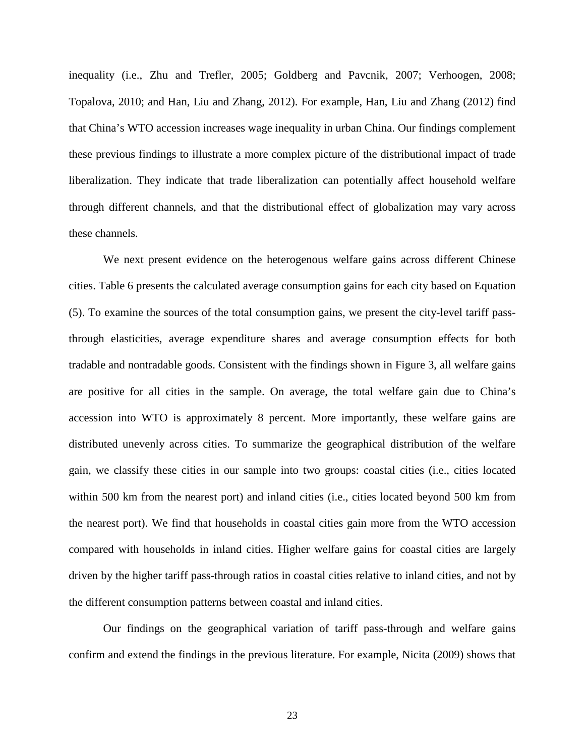inequality (i.e., Zhu and Trefler, 2005; Goldberg and Pavcnik, 2007; Verhoogen, 2008; Topalova, 2010; and Han, Liu and Zhang, 2012). For example, Han, Liu and Zhang (2012) find that China's WTO accession increases wage inequality in urban China. Our findings complement these previous findings to illustrate a more complex picture of the distributional impact of trade liberalization. They indicate that trade liberalization can potentially affect household welfare through different channels, and that the distributional effect of globalization may vary across these channels.

We next present evidence on the heterogenous welfare gains across different Chinese cities. Table 6 presents the calculated average consumption gains for each city based on Equation (5). To examine the sources of the total consumption gains, we present the city-level tariff pass-through elasticities, average expenditure shares and average consumption effects for both tradable and nontradable goods. Consistent with the findings shown in Figure 3, all welfare gains are positive for all cities in the sample. On average, the total welfare gain due to China's accession into WTO is approximately 8 percent. More importantly, these welfare gains are distributed unevenly across cities. To summarize the geographical distribution of the welfare gain, we classify these cities in our sample into two groups: coastal cities (i.e., cities located within 500 km from the nearest port) and inland cities (i.e., cities located beyond 500 km from the nearest port). We find that households in coastal cities gain more from the WTO accession compared with households in inland cities. Higher welfare gains for coastal cities are largely driven by the higher tariff pass-through ratios in coastal cities relative to inland cities, and not by the different consumption patterns between coastal and inland cities.

Our findings on the geographical variation of tariff pass-through and welfare gains confirm and extend the findings in the previous literature. For example, Nicita (2009) shows that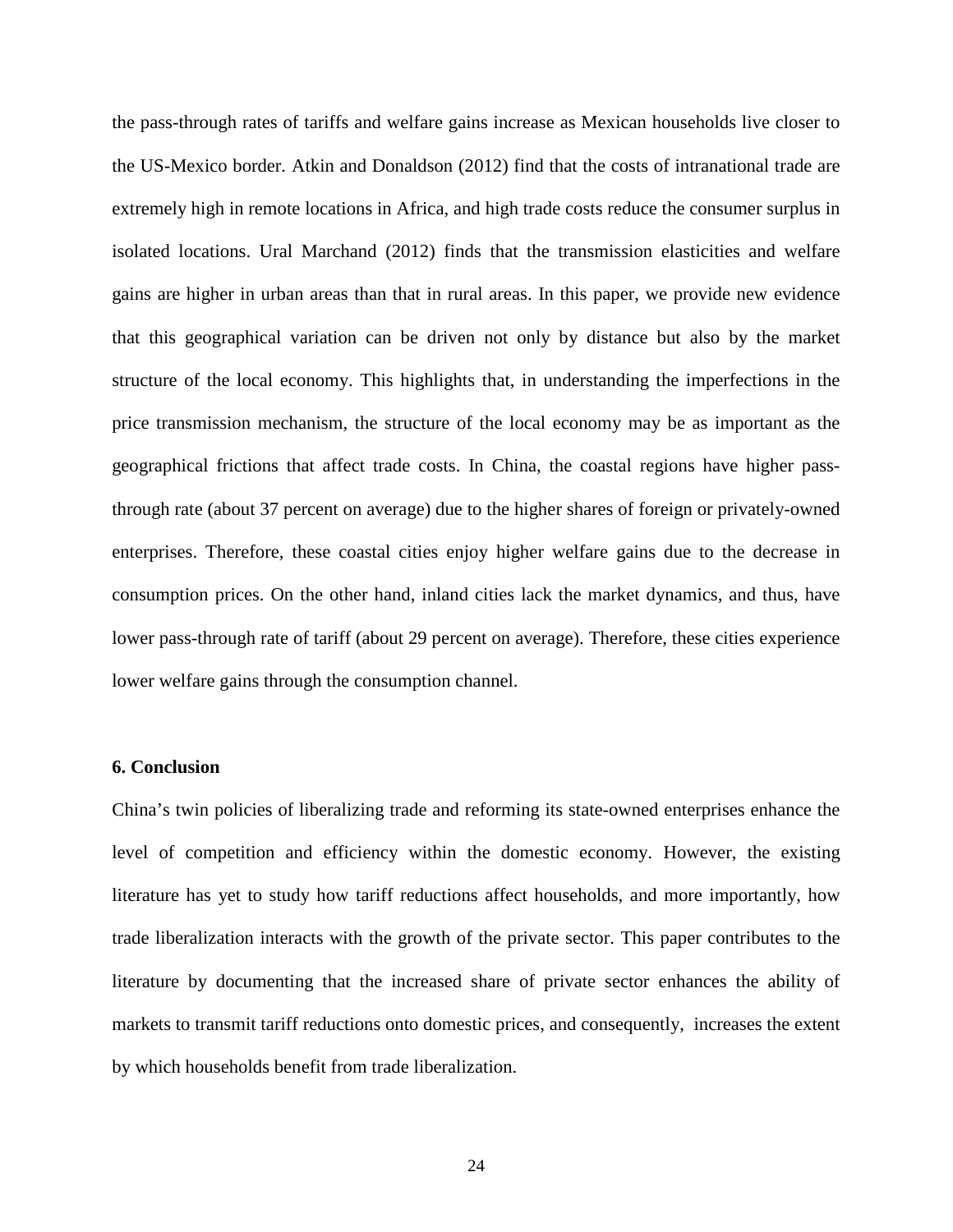the pass-through rates of tariffs and welfare gains increase as Mexican households live closer to the US-Mexico border. Atkin and Donaldson (2012) find that the costs of intranational trade are extremely high in remote locations in Africa, and high trade costs reduce the consumer surplus in isolated locations. Ural Marchand (2012) finds that the transmission elasticities and welfare gains are higher in urban areas than that in rural areas. In this paper, we provide new evidence that this geographical variation can be driven not only by distance but also by the market structure of the local economy. This highlights that, in understanding the imperfections in the price transmission mechanism, the structure of the local economy may be as important as the geographical frictions that affect trade costs. In China, the coastal regions have higher pass-through rate (about 37 percent on average) due to the higher shares of foreign or privately-owned enterprises. Therefore, these coastal cities enjoy higher welfare gains due to the decrease in consumption prices. On the other hand, inland cities lack the market dynamics, and thus, have lower pass-through rate of tariff (about 29 percent on average). Therefore, these cities experience lower welfare gains through the consumption channel.

## 6. Conclusion

China's twin policies of liberalizing trade and reforming its state-owned enterprises enhance the level of competition and efficiency within the domestic economy. However, the existing literature has yet to study how tariff reductions affect households, and more importantly, how trade liberalization interacts with the growth of the private sector. This paper contributes to the literature by documenting that the increased share of private sector enhances the ability of markets to transmit tariff reductions onto domestic prices, and consequently, increases the extent by which households benefit from trade liberalization.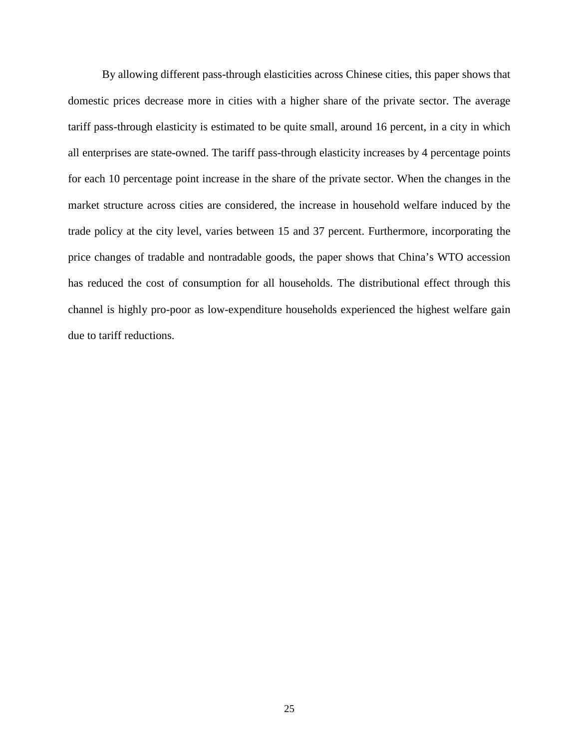By allowing different pass-through elasticities across Chinese cities, this paper shows that domestic prices decrease more in cities with a higher share of the private sector. The average tariff pass-through elasticity is estimated to be quite small, around 16 percent, in a city in which all enterprises are state-owned. The tariff pass-through elasticity increases by 4 percentage points for each 10 percentage point increase in the share of the private sector. When the changes in the market structure across cities are considered, the increase in household welfare induced by the trade policy at the city level, varies between 15 and 37 percent. Furthermore, incorporating the price changes of tradable and nontradable goods, the paper shows that China's WTO accession has reduced the cost of consumption for all households. The distributional effect through this channel is highly pro-poor as low-expenditure households experienced the highest welfare gain due to tariff reductions.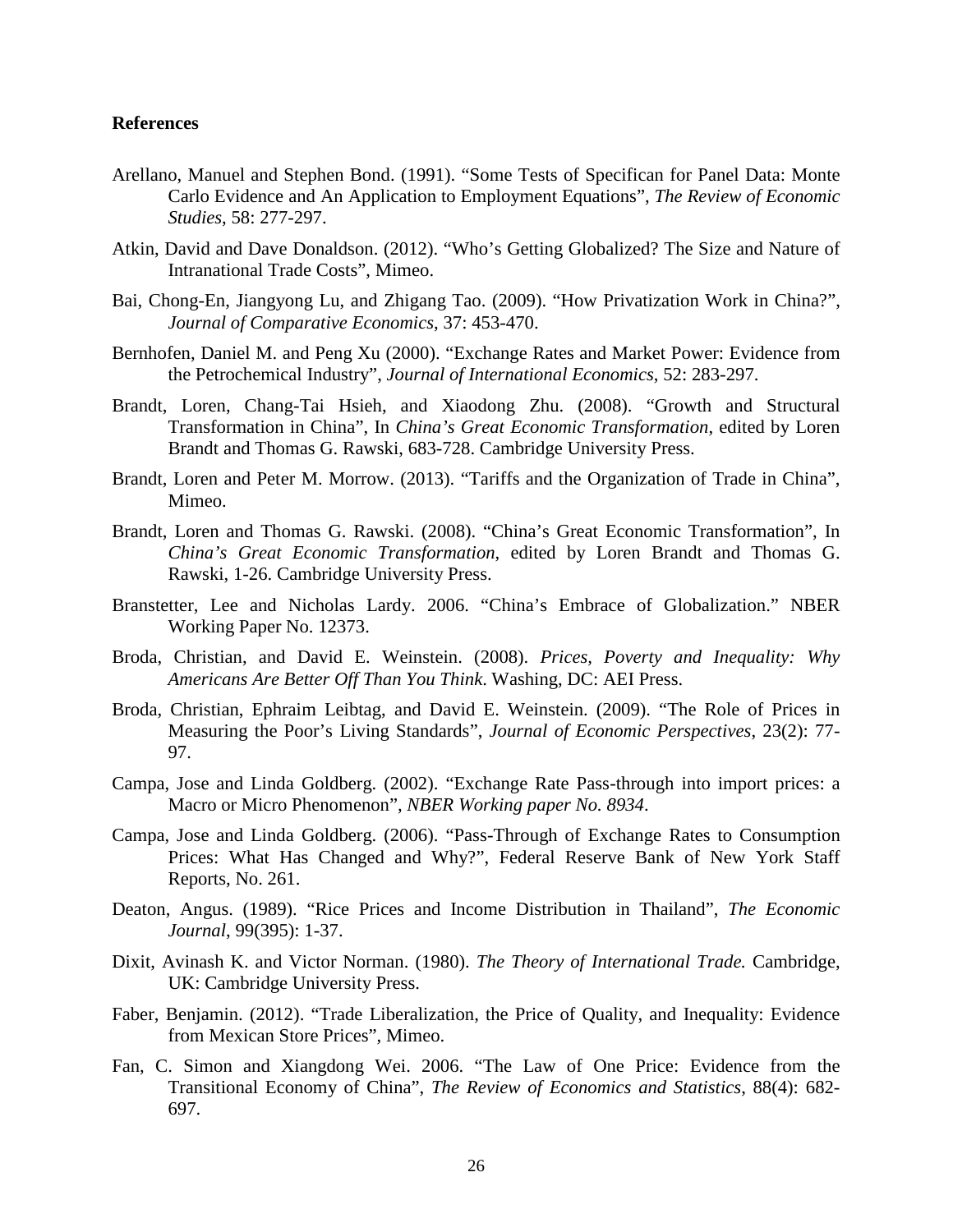**References**

Arellano, Manuel and Stephen Bond. (1991). "Some Tests of Specifican for Panel Data: Monte Carlo Evidence and An Application to Employment Equations", *The Review of Economic Studies*, 58: 277-297.

Atkin, David and Dave Donaldson. (2012). "Who's Getting Globalized? The Size and Nature of Intranational Trade Costs", Mimeo.

Bai, Chong-En, Jiangyong Lu, and Zhigang Tao. (2009). "How Privatization Work in China?", *Journal of Comparative Economics*, 37: 453-470.

Bernhofen, Daniel M. and Peng Xu (2000). "Exchange Rates and Market Power: Evidence from the Petrochemical Industry", *Journal of International Economics*, 52: 283-297.

Brandt, Loren, Chang-Tai Hsieh, and Xiaodong Zhu. (2008). "Growth and Structural Transformation in China", In *China's Great Economic Transformation*, edited by Loren Brandt and Thomas G. Rawski, 683-728. Cambridge University Press.

Brandt, Loren and Peter M. Morrow. (2013). "Tariffs and the Organization of Trade in China", Mimeo.

Brandt, Loren and Thomas G. Rawski. (2008). "China's Great Economic Transformation", In *China's Great Economic Transformation*, edited by Loren Brandt and Thomas G. Rawski, 1-26. Cambridge University Press.

Branstetter, Lee and Nicholas Lardy. 2006. "China's Embrace of Globalization." NBER Working Paper No. 12373.

Broda, Christian, and David E. Weinstein. (2008). *Prices, Poverty and Inequality: Why Americans Are Better Off Than You Think*. Washing, DC: AEI Press.

Broda, Christian, Ephraim Leibtag, and David E. Weinstein. (2009). "The Role of Prices in Measuring the Poor's Living Standards", *Journal of Economic Perspectives*, 23(2): 77-97.

Campa, Jose and Linda Goldberg. (2002). "Exchange Rate Pass-through into import prices: a Macro or Micro Phenomenon", *NBER Working paper No. 8934*.

Campa, Jose and Linda Goldberg. (2006). "Pass-Through of Exchange Rates to Consumption Prices: What Has Changed and Why?", Federal Reserve Bank of New York Staff Reports, No. 261.

Deaton, Angus. (1989). "Rice Prices and Income Distribution in Thailand", *The Economic Journal*, 99(395): 1-37.

Dixit, Avinash K. and Victor Norman. (1980). *The Theory of International Trade.* Cambridge, UK: Cambridge University Press.

Faber, Benjamin. (2012). "Trade Liberalization, the Price of Quality, and Inequality: Evidence from Mexican Store Prices", Mimeo.

Fan, C. Simon and Xiangdong Wei. 2006. "The Law of One Price: Evidence from the Transitional Economy of China", *The Review of Economics and Statistics*, 88(4): 682-697.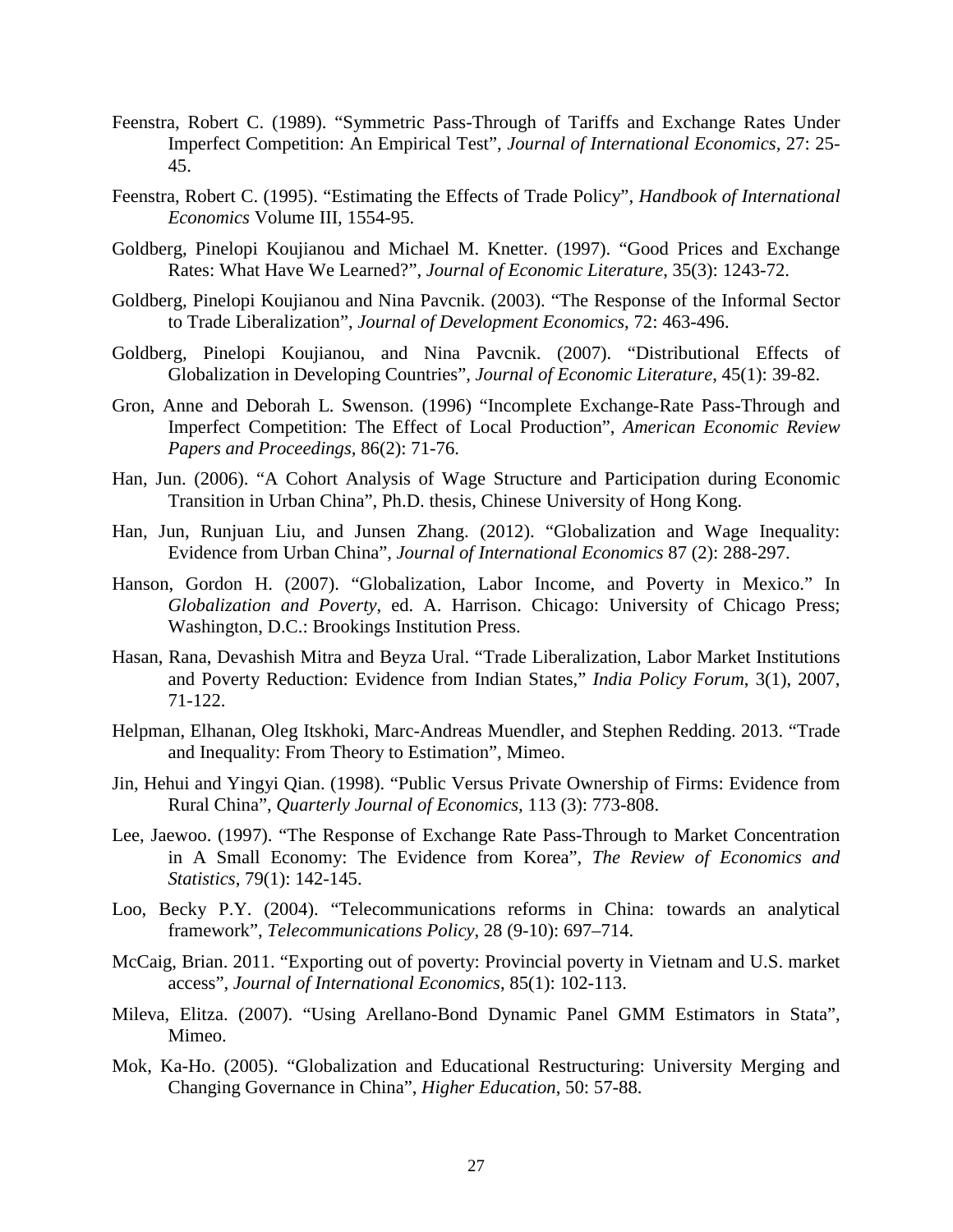Feenstra, Robert C. (1989). "Symmetric Pass-Through of Tariffs and Exchange Rates Under Imperfect Competition: An Empirical Test", *Journal of International Economics,* 27: 25-45.

Feenstra, Robert C. (1995). "Estimating the Effects of Trade Policy", *Handbook of International Economics* Volume III, 1554-95.

Goldberg, Pinelopi Koujianou and Michael M. Knetter. (1997). "Good Prices and Exchange Rates: What Have We Learned?", *Journal of Economic Literature*, 35(3): 1243-72.

Goldberg, Pinelopi Koujianou and Nina Pavcnik. (2003). "The Response of the Informal Sector to Trade Liberalization", *Journal of Development Economics*, 72: 463-496.

Goldberg, Pinelopi Koujianou, and Nina Pavcnik. (2007). "Distributional Effects of Globalization in Developing Countries", *Journal of Economic Literature*, 45(1): 39-82.

Gron, Anne and Deborah L. Swenson. (1996) "Incomplete Exchange-Rate Pass-Through and Imperfect Competition: The Effect of Local Production", *American Economic Review Papers and Proceedings*, 86(2): 71-76.

Han, Jun. (2006). "A Cohort Analysis of Wage Structure and Participation during Economic Transition in Urban China", Ph.D. thesis, Chinese University of Hong Kong.

Han, Jun, Runjuan Liu, and Junsen Zhang. (2012). "Globalization and Wage Inequality: Evidence from Urban China", *Journal of International Economics* 87 (2): 288-297.

Hanson, Gordon H. (2007). "Globalization, Labor Income, and Poverty in Mexico." In *Globalization and Poverty*, ed. A. Harrison. Chicago: University of Chicago Press; Washington, D.C.: Brookings Institution Press.

Hasan, Rana, Devashish Mitra and Beyza Ural. "Trade Liberalization, Labor Market Institutions and Poverty Reduction: Evidence from Indian States," *India Policy Forum*, 3(1), 2007, 71-122.

Helpman, Elhanan, Oleg Itskhoki, Marc-Andreas Muendler, and Stephen Redding. 2013. "Trade and Inequality: From Theory to Estimation", Mimeo.

Jin, Hehui and Yingyi Qian. (1998). "Public Versus Private Ownership of Firms: Evidence from Rural China", *Quarterly Journal of Economics*, 113 (3): 773-808.

Lee, Jaewoo. (1997). "The Response of Exchange Rate Pass-Through to Market Concentration in A Small Economy: The Evidence from Korea", *The Review of Economics and Statistics*, 79(1): 142-145.

Loo, Becky P.Y. (2004). "Telecommunications reforms in China: towards an analytical framework", *Telecommunications Policy*, 28 (9-10): 697–714.

McCaig, Brian. 2011. "Exporting out of poverty: Provincial poverty in Vietnam and U.S. market access", *Journal of International Economics*, 85(1): 102-113.

Mileva, Elitza. (2007). "Using Arellano-Bond Dynamic Panel GMM Estimators in Stata", Mimeo.

Mok, Ka-Ho. (2005). "Globalization and Educational Restructuring: University Merging and Changing Governance in China", *Higher Education*, 50: 57-88.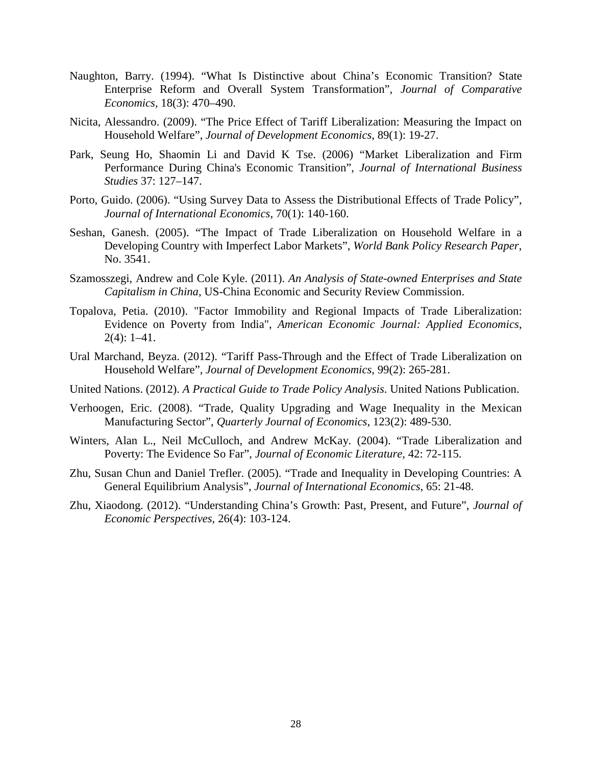Naughton, Barry. (1994). "What Is Distinctive about China's Economic Transition? State Enterprise Reform and Overall System Transformation", *Journal of Comparative Economics*, 18(3): 470–490.

Nicita, Alessandro. (2009). "The Price Effect of Tariff Liberalization: Measuring the Impact on Household Welfare", *Journal of Development Economics*, 89(1): 19-27.

Park, Seung Ho, Shaomin Li and David K Tse. (2006) "Market Liberalization and Firm Performance During China's Economic Transition", *Journal of International Business Studies* 37: 127–147.

Porto, Guido. (2006). "Using Survey Data to Assess the Distributional Effects of Trade Policy", *Journal of International Economics*, 70(1): 140-160.

Seshan, Ganesh. (2005). "The Impact of Trade Liberalization on Household Welfare in a Developing Country with Imperfect Labor Markets", *World Bank Policy Research Paper*, No. 3541.

Szamosszegi, Andrew and Cole Kyle. (2011). *An Analysis of State-owned Enterprises and State Capitalism in China*, US-China Economic and Security Review Commission.

Topalova, Petia. (2010). "Factor Immobility and Regional Impacts of Trade Liberalization: Evidence on Poverty from India", *American Economic Journal: Applied Economics*, 2(4): 1–41.

Ural Marchand, Beyza. (2012). "Tariff Pass-Through and the Effect of Trade Liberalization on Household Welfare", *Journal of Development Economics*, 99(2): 265-281.

United Nations. (2012). *A Practical Guide to Trade Policy Analysis*. United Nations Publication.

Verhoogen, Eric. (2008). "Trade, Quality Upgrading and Wage Inequality in the Mexican Manufacturing Sector", *Quarterly Journal of Economics*, 123(2): 489-530.

Winters, Alan L., Neil McCulloch, and Andrew McKay. (2004). "Trade Liberalization and Poverty: The Evidence So Far", *Journal of Economic Literature*, 42: 72-115.

Zhu, Susan Chun and Daniel Trefler. (2005). "Trade and Inequality in Developing Countries: A General Equilibrium Analysis", *Journal of International Economics*, 65: 21-48.

Zhu, Xiaodong. (2012). "Understanding China's Growth: Past, Present, and Future", *Journal of Economic Perspectives*, 26(4): 103-124.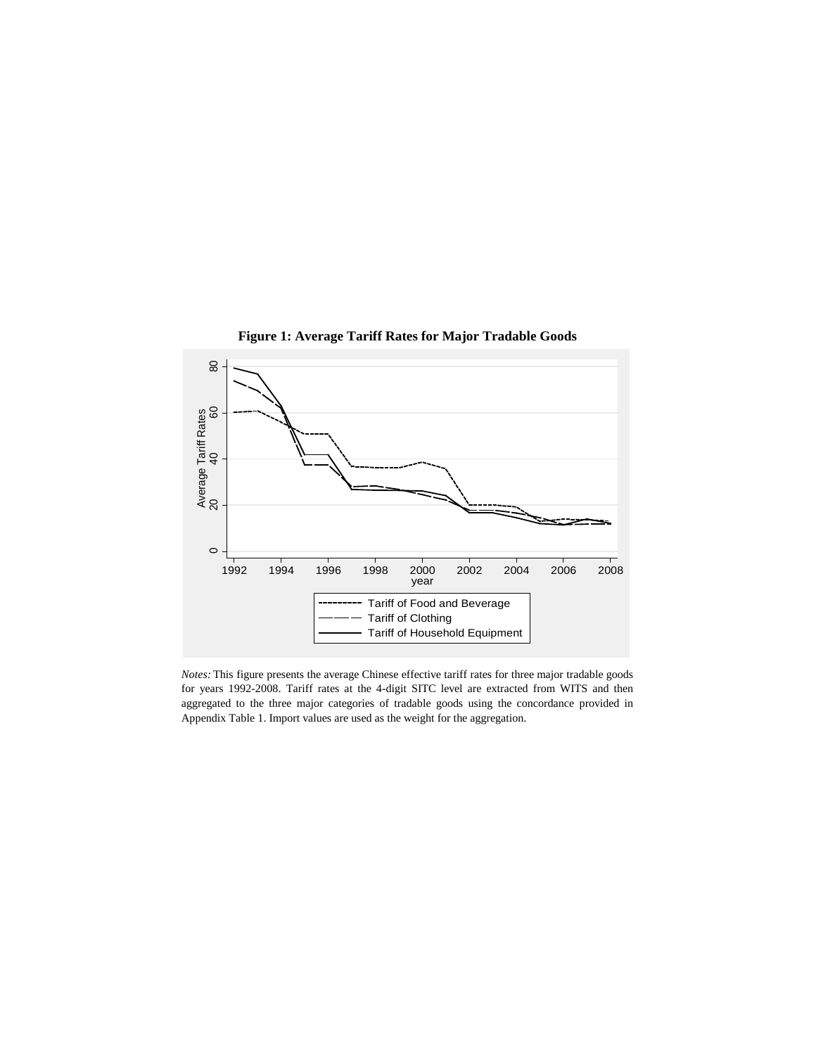**Figure 1: Average Tariff Rates for Major Tradable Goods**

*Notes:* This figure presents the average Chinese effective tariff rates for three major tradable goods for years 1992-2008. Tariff rates at the 4-digit SITC level are extracted from WITS and then aggregated to the three major categories of tradable goods using the concordance provided in Appendix Table 1. Import values are used as the weight for the aggregation.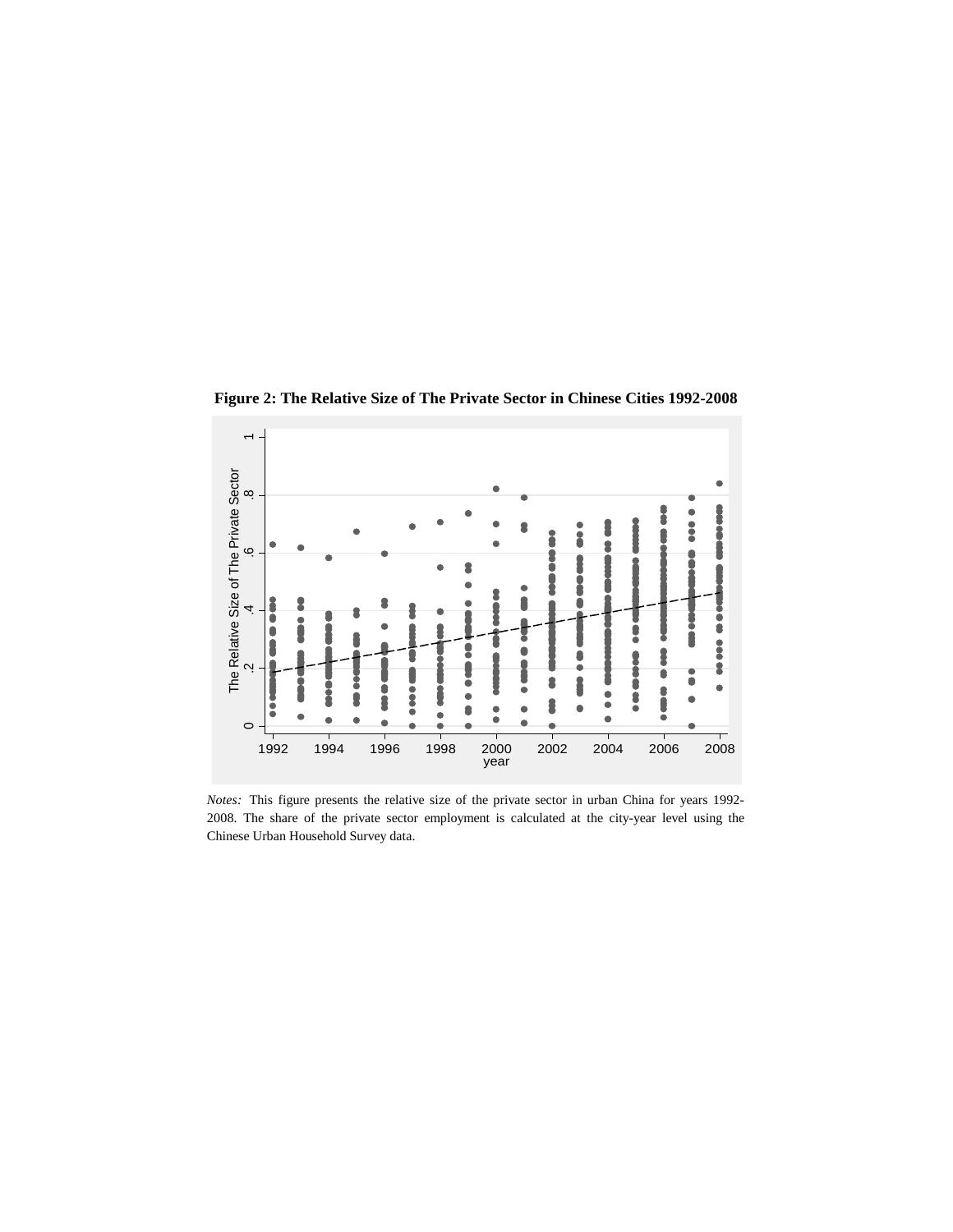**Figure 2: The Relative Size of The Private Sector in Chinese Cities 1992-2008**

*Notes:* This figure presents the relative size of the private sector in urban China for years 1992-2008. The share of the private sector employment is calculated at the city-year level using the Chinese Urban Household Survey data.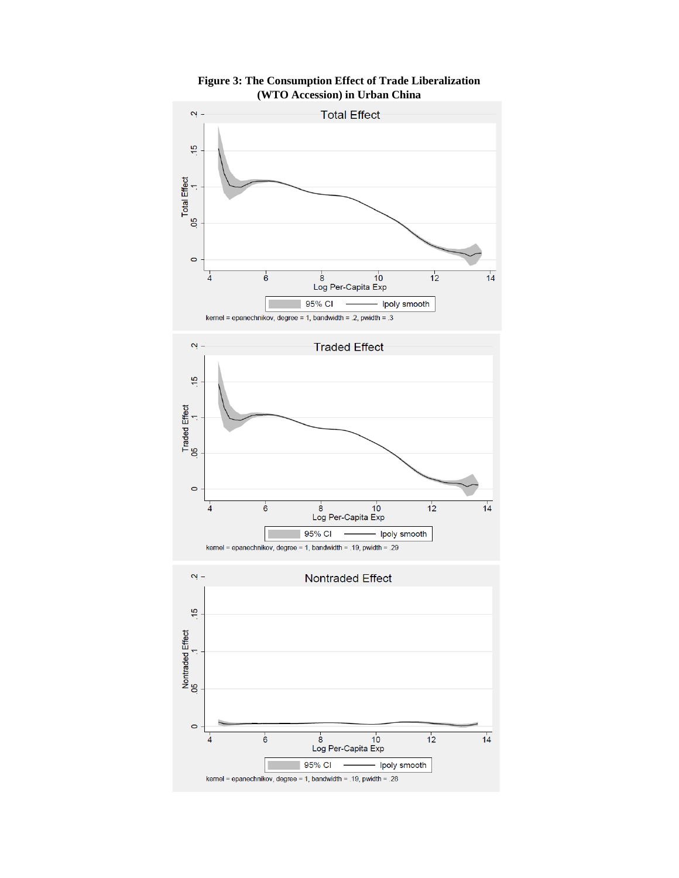**Figure 3: The Consumption Effect of Trade Liberalization (WTO Accession) in Urban China**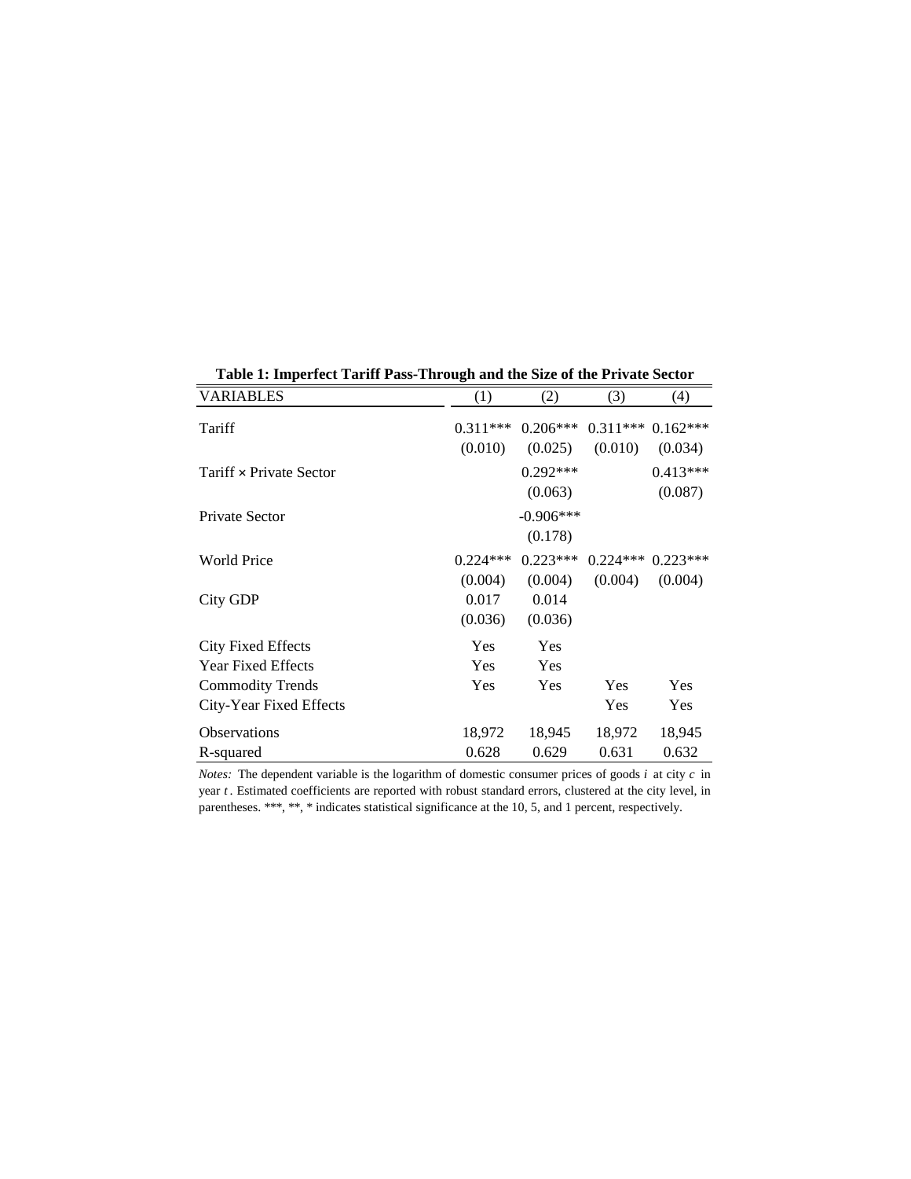**Table 1: Imperfect Tariff Pass-Through and the Size of the Private Sector**

| VARIABLES | (1) | (2) | (3) | (4) |
|---|---|---|---|---|
| Tariff | 0.311*** | 0.206*** | 0.311*** | 0.162*** |
| | (0.010) | (0.025) | (0.010) | (0.034) |
| Tariff × Private Sector | | 0.292*** | | 0.413*** |
| | | (0.063) | | (0.087) |
| Private Sector | | -0.906*** | | |
| | | (0.178) | | |
| World Price | 0.224*** | 0.223*** | 0.224*** | 0.223*** |
| | (0.004) | (0.004) | (0.004) | (0.004) |
| City GDP | 0.017 | 0.014 | | |
| | (0.036) | (0.036) | | |
| City Fixed Effects | Yes | Yes | | |
| Year Fixed Effects | Yes | Yes | | |
| Commodity Trends | Yes | Yes | Yes | Yes |
| City-Year Fixed Effects | | | Yes | Yes |
| Observations | 18,972 | 18,945 | 18,972 | 18,945 |
| R-squared | 0.628 | 0.629 | 0.631 | 0.632 |

*Notes:* The dependent variable is the logarithm of domestic consumer prices of goods $i$ at city $c$ in year $t$. Estimated coefficients are reported with robust standard errors, clustered at the city level, in parentheses. ***, **, * indicates statistical significance at the 10, 5, and 1 percent, respectively.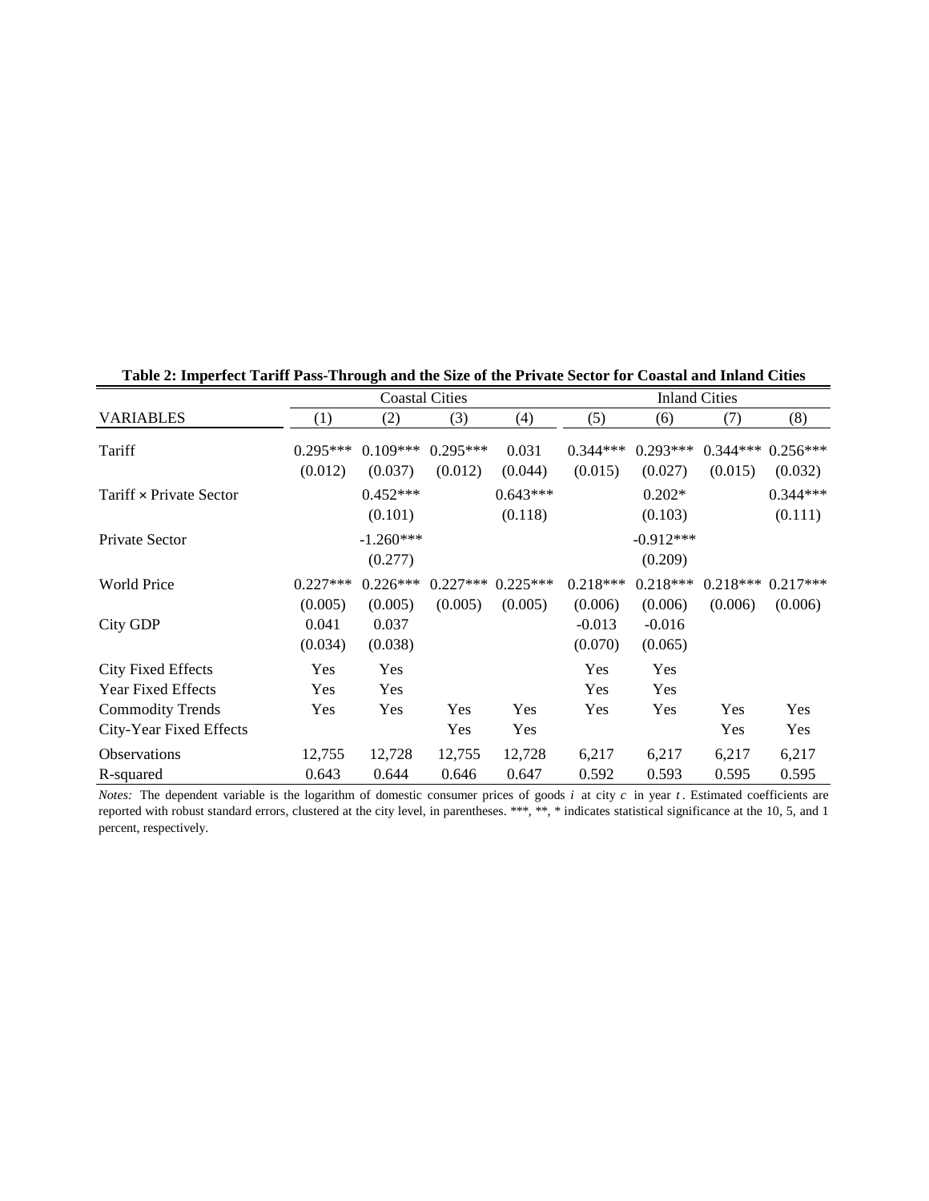**Table 2: Imperfect Tariff Pass-Through and the Size of the Private Sector for Coastal and Inland Cities**

| | Coastal Cities | | | | Inland Cities | | | |
|---|---|---|---|---|---|---|---|---|
| VARIABLES | (1) | (2) | (3) | (4) | (5) | (6) | (7) | (8) |
| Tariff | 0.295*** | 0.109*** | 0.295*** | 0.031 | 0.344*** | 0.293*** | 0.344*** | 0.256*** |
| | (0.012) | (0.037) | (0.012) | (0.044) | (0.015) | (0.027) | (0.015) | (0.032) |
| Tariff × Private Sector | | 0.452*** | | 0.643*** | | 0.202* | | 0.344*** |
| | | (0.101) | | (0.118) | | (0.103) | | (0.111) |
| Private Sector | | -1.260*** | | | | -0.912*** | | |
| | | (0.277) | | | | (0.209) | | |
| World Price | 0.227*** | 0.226*** | 0.227*** | 0.225*** | 0.218*** | 0.218*** | 0.218*** | 0.217*** |
| | (0.005) | (0.005) | (0.005) | (0.005) | (0.006) | (0.006) | (0.006) | (0.006) |
| City GDP | 0.041 | 0.037 | | | -0.013 | -0.016 | | |
| | (0.034) | (0.038) | | | (0.070) | (0.065) | | |
| City Fixed Effects | Yes | Yes | | | Yes | Yes | | |
| Year Fixed Effects | Yes | Yes | | | Yes | Yes | | |
| Commodity Trends | Yes | Yes | Yes | Yes | Yes | Yes | Yes | Yes |
| City-Year Fixed Effects | | | Yes | Yes | | | Yes | Yes |
| Observations | 12,755 | 12,728 | 12,755 | 12,728 | 6,217 | 6,217 | 6,217 | 6,217 |
| R-squared | 0.643 | 0.644 | 0.646 | 0.647 | 0.592 | 0.593 | 0.595 | 0.595 |

*Notes:* The dependent variable is the logarithm of domestic consumer prices of goods $i$ at city $c$ in year $t$. Estimated coefficients are reported with robust standard errors, clustered at the city level, in parentheses. ***, **, * indicates statistical significance at the 10, 5, and 1 percent, respectively.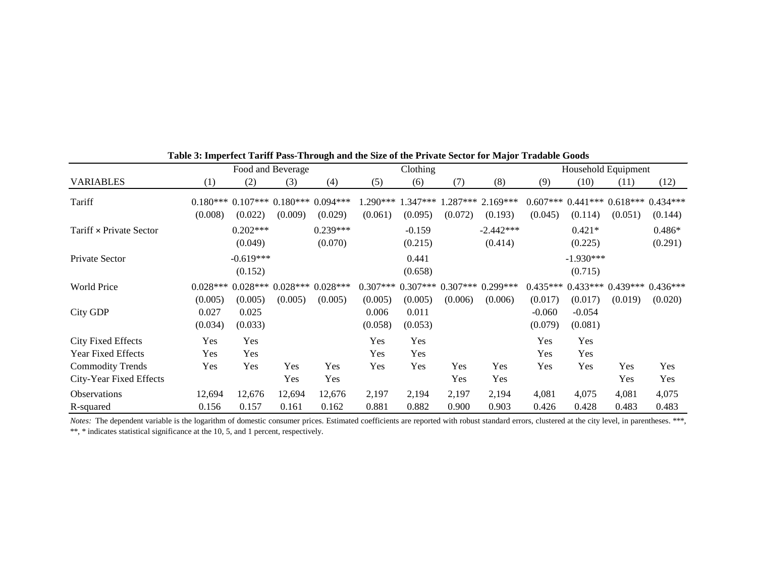**Table 3: Imperfect Tariff Pass-Through and the Size of the Private Sector for Major Tradable Goods**

| | Food and Beverage | | | | Clothing | | | | Household Equipment | | | |
|---|---|---|---|---|---|---|---|---|---|---|---|---|
| VARIABLES | (1) | (2) | (3) | (4) | (5) | (6) | (7) | (8) | (9) | (10) | (11) | (12) |
| Tariff | 0.180*** | 0.107*** | 0.180*** | 0.094*** | 1.290*** | 1.347*** | 1.287*** | 2.169*** | 0.607*** | 0.441*** | 0.618*** | 0.434*** |
| | (0.008) | (0.022) | (0.009) | (0.029) | (0.061) | (0.095) | (0.072) | (0.193) | (0.045) | (0.114) | (0.051) | (0.144) |
| Tariff × Private Sector | | 0.202*** | | 0.239*** | | -0.159 | | -2.442*** | | 0.421* | | 0.486* |
| | | (0.049) | | (0.070) | | (0.215) | | (0.414) | | (0.225) | | (0.291) |
| Private Sector | | -0.619*** | | | | 0.441 | | | | -1.930*** | | |
| | | (0.152) | | | | (0.658) | | | | (0.715) | | |
| World Price | 0.028*** | 0.028*** | 0.028*** | 0.028*** | 0.307*** | 0.307*** | 0.307*** | 0.299*** | 0.435*** | 0.433*** | 0.439*** | 0.436*** |
| | (0.005) | (0.005) | (0.005) | (0.005) | (0.005) | (0.005) | (0.006) | (0.006) | (0.017) | (0.017) | (0.019) | (0.020) |
| City GDP | 0.027 | 0.025 | | | 0.006 | 0.011 | | | -0.060 | -0.054 | | |
| | (0.034) | (0.033) | | | (0.058) | (0.053) | | | (0.079) | (0.081) | | |
| City Fixed Effects | Yes | Yes | | | Yes | Yes | | | Yes | Yes | | |
| Year Fixed Effects | Yes | Yes | | | Yes | Yes | | | Yes | Yes | | |
| Commodity Trends | Yes | Yes | Yes | Yes | Yes | Yes | Yes | Yes | Yes | Yes | Yes | Yes |
| City-Year Fixed Effects | | | Yes | Yes | | | Yes | Yes | | | Yes | Yes |
| Observations | 12,694 | 12,676 | 12,694 | 12,676 | 2,197 | 2,194 | 2,197 | 2,194 | 4,081 | 4,075 | 4,081 | 4,075 |
| R-squared | 0.156 | 0.157 | 0.161 | 0.162 | 0.881 | 0.882 | 0.900 | 0.903 | 0.426 | 0.428 | 0.483 | 0.483 |

*Notes:* The dependent variable is the logarithm of domestic consumer prices. Estimated coefficients are reported with robust standard errors, clustered at the city level, in parentheses. ***, **, * indicates statistical significance at the 10, 5, and 1 percent, respectively.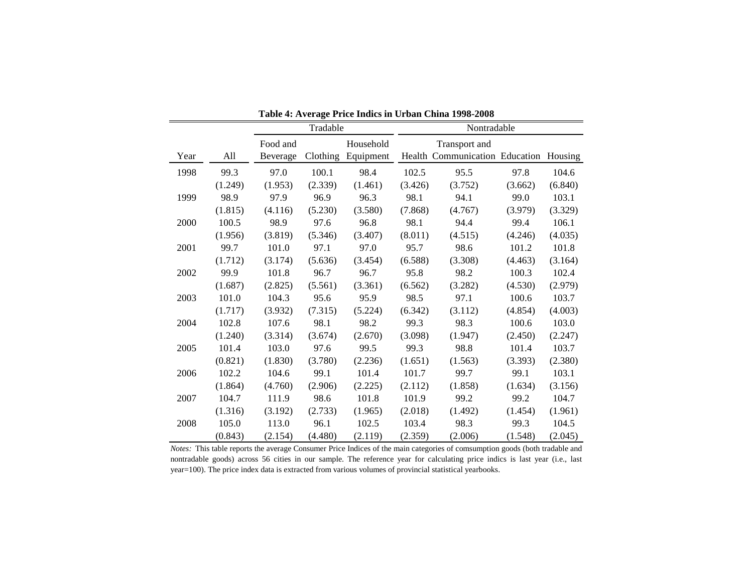**Table 4: Average Price Indics in Urban China 1998-2008**

| | | Tradable | | | Nontradable | | | |
|---|---|---|---|---|---|---|---|---|
| Year | All | Food and Beverage | Clothing | Household Equipment | Health | Transport and Communication | Education | Housing |
| 1998 | 99.3 | 97.0 | 100.1 | 98.4 | 102.5 | 95.5 | 97.8 | 104.6 |
| | (1.249) | (1.953) | (2.339) | (1.461) | (3.426) | (3.752) | (3.662) | (6.840) |
| 1999 | 98.9 | 97.9 | 96.9 | 96.3 | 98.1 | 94.1 | 99.0 | 103.1 |
| | (1.815) | (4.116) | (5.230) | (3.580) | (7.868) | (4.767) | (3.979) | (3.329) |
| 2000 | 100.5 | 98.9 | 97.6 | 96.8 | 98.1 | 94.4 | 99.4 | 106.1 |
| | (1.956) | (3.819) | (5.346) | (3.407) | (8.011) | (4.515) | (4.246) | (4.035) |
| 2001 | 99.7 | 101.0 | 97.1 | 97.0 | 95.7 | 98.6 | 101.2 | 101.8 |
| | (1.712) | (3.174) | (5.636) | (3.454) | (6.588) | (3.308) | (4.463) | (3.164) |
| 2002 | 99.9 | 101.8 | 96.7 | 96.7 | 95.8 | 98.2 | 100.3 | 102.4 |
| | (1.687) | (2.825) | (5.561) | (3.361) | (6.562) | (3.282) | (4.530) | (2.979) |
| 2003 | 101.0 | 104.3 | 95.6 | 95.9 | 98.5 | 97.1 | 100.6 | 103.7 |
| | (1.717) | (3.932) | (7.315) | (5.224) | (6.342) | (3.112) | (4.854) | (4.003) |
| 2004 | 102.8 | 107.6 | 98.1 | 98.2 | 99.3 | 98.3 | 100.6 | 103.0 |
| | (1.240) | (3.314) | (3.674) | (2.670) | (3.098) | (1.947) | (2.450) | (2.247) |
| 2005 | 101.4 | 103.0 | 97.6 | 99.5 | 99.3 | 98.8 | 101.4 | 103.7 |
| | (0.821) | (1.830) | (3.780) | (2.236) | (1.651) | (1.563) | (3.393) | (2.380) |
| 2006 | 102.2 | 104.6 | 99.1 | 101.4 | 101.7 | 99.7 | 99.1 | 103.1 |
| | (1.864) | (4.760) | (2.906) | (2.225) | (2.112) | (1.858) | (1.634) | (3.156) |
| 2007 | 104.7 | 111.9 | 98.6 | 101.8 | 101.9 | 99.2 | 99.2 | 104.7 |
| | (1.316) | (3.192) | (2.733) | (1.965) | (2.018) | (1.492) | (1.454) | (1.961) |
| 2008 | 105.0 | 113.0 | 96.1 | 102.5 | 103.4 | 98.3 | 99.3 | 104.5 |
| | (0.843) | (2.154) | (4.480) | (2.119) | (2.359) | (2.006) | (1.548) | (2.045) |

*Notes:* This table reports the average Consumer Price Indices of the main categories of comsumption goods (both tradable and nontradable goods) across 56 cities in our sample. The reference year for calculating price indics is last year (i.e., last year=100). The price index data is extracted from various volumes of provincial statistical yearbooks.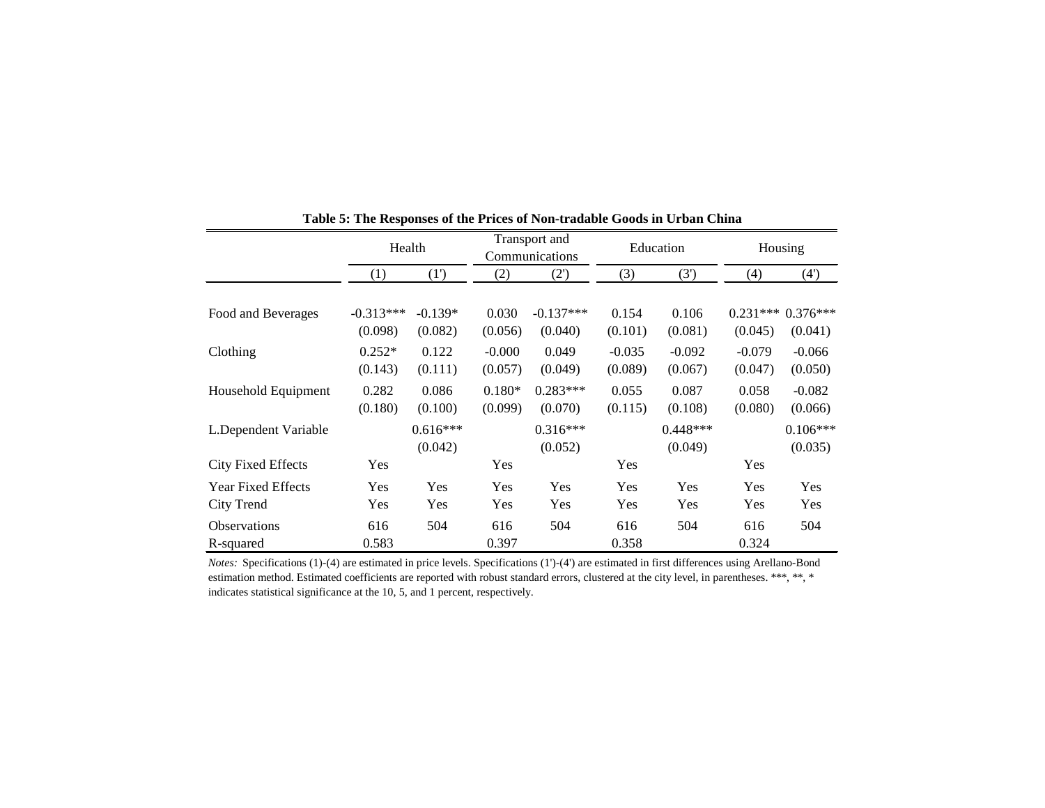**Table 5: The Responses of the Prices of Non-tradable Goods in Urban China**

| | Health | | Transport and Communications | | Education | | Housing | |
|---|---|---|---|---|---|---|---|---|
| | (1) | (1') | (2) | (2') | (3) | (3') | (4) | (4') |
| Food and Beverages | -0.313*** | -0.139* | 0.030 | -0.137*** | 0.154 | 0.106 | 0.231*** | 0.376*** |
| | (0.098) | (0.082) | (0.056) | (0.040) | (0.101) | (0.081) | (0.045) | (0.041) |
| Clothing | 0.252* | 0.122 | -0.000 | 0.049 | -0.035 | -0.092 | -0.079 | -0.066 |
| | (0.143) | (0.111) | (0.057) | (0.049) | (0.089) | (0.067) | (0.047) | (0.050) |
| Household Equipment | 0.282 | 0.086 | 0.180* | 0.283*** | 0.055 | 0.087 | 0.058 | -0.082 |
| | (0.180) | (0.100) | (0.099) | (0.070) | (0.115) | (0.108) | (0.080) | (0.066) |
| L.Dependent Variable | | 0.616*** | | 0.316*** | | 0.448*** | | 0.106*** |
| | | (0.042) | | (0.052) | | (0.049) | | (0.035) |
| City Fixed Effects | Yes | | Yes | | Yes | | Yes | |
| Year Fixed Effects | Yes | Yes | Yes | Yes | Yes | Yes | Yes | Yes |
| City Trend | Yes | Yes | Yes | Yes | Yes | Yes | Yes | Yes |
| Observations | 616 | 504 | 616 | 504 | 616 | 504 | 616 | 504 |
| R-squared | 0.583 | | 0.397 | | 0.358 | | 0.324 | |

*Notes:* Specifications (1)-(4) are estimated in price levels. Specifications (1')-(4') are estimated in first differences using Arellano-Bond estimation method. Estimated coefficients are reported with robust standard errors, clustered at the city level, in parentheses. ***, **, * indicates statistical significance at the 10, 5, and 1 percent, respectively.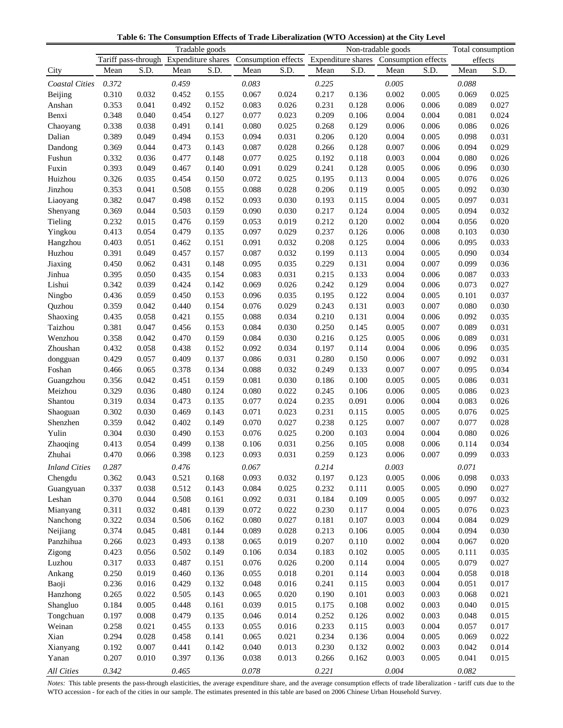**Table 6: The Consumption Effects of Trade Liberalization (WTO Accession) at the City Level**

| | Tradable goods | | | | | | Non-tradable goods | | | | Total consumption effects | |
|---|---|---|---|---|---|---|---|---|---|---|---|---|
| | Tariff pass-through | | Expenditure shares | | Consumption effects | | Expenditure shares | | Consumption effects | | | |
| City | Mean | S.D. | Mean | S.D. | Mean | S.D. | Mean | S.D. | Mean | S.D. | Mean | S.D. |
| *Coastal Cities* | *0.372* | | *0.459* | | *0.083* | | *0.225* | | *0.005* | | *0.088* | |
| Beijing | 0.310 | 0.032 | 0.452 | 0.155 | 0.067 | 0.024 | 0.217 | 0.136 | 0.002 | 0.005 | 0.069 | 0.025 |
| Anshan | 0.353 | 0.041 | 0.492 | 0.152 | 0.083 | 0.026 | 0.231 | 0.128 | 0.006 | 0.006 | 0.089 | 0.027 |
| Benxi | 0.348 | 0.040 | 0.454 | 0.127 | 0.077 | 0.023 | 0.209 | 0.106 | 0.004 | 0.004 | 0.081 | 0.024 |
| Chaoyang | 0.338 | 0.038 | 0.491 | 0.141 | 0.080 | 0.025 | 0.268 | 0.129 | 0.006 | 0.006 | 0.086 | 0.026 |
| Dalian | 0.389 | 0.049 | 0.494 | 0.153 | 0.094 | 0.031 | 0.206 | 0.120 | 0.004 | 0.005 | 0.098 | 0.031 |
| Dandong | 0.369 | 0.044 | 0.473 | 0.143 | 0.087 | 0.028 | 0.266 | 0.128 | 0.007 | 0.006 | 0.094 | 0.029 |
| Fushun | 0.332 | 0.036 | 0.477 | 0.148 | 0.077 | 0.025 | 0.192 | 0.118 | 0.003 | 0.004 | 0.080 | 0.026 |
| Fuxin | 0.393 | 0.049 | 0.467 | 0.140 | 0.091 | 0.029 | 0.241 | 0.128 | 0.005 | 0.006 | 0.096 | 0.030 |
| Huizhou | 0.326 | 0.035 | 0.454 | 0.150 | 0.072 | 0.025 | 0.195 | 0.113 | 0.004 | 0.005 | 0.076 | 0.026 |
| Jinzhou | 0.353 | 0.041 | 0.508 | 0.155 | 0.088 | 0.028 | 0.206 | 0.119 | 0.005 | 0.005 | 0.092 | 0.030 |
| Liaoyang | 0.382 | 0.047 | 0.498 | 0.152 | 0.093 | 0.030 | 0.193 | 0.115 | 0.004 | 0.005 | 0.097 | 0.031 |
| Shenyang | 0.369 | 0.044 | 0.503 | 0.159 | 0.090 | 0.030 | 0.217 | 0.124 | 0.004 | 0.005 | 0.094 | 0.032 |
| Tieling | 0.232 | 0.015 | 0.476 | 0.159 | 0.053 | 0.019 | 0.212 | 0.120 | 0.002 | 0.004 | 0.056 | 0.020 |
| Yingkou | 0.413 | 0.054 | 0.479 | 0.135 | 0.097 | 0.029 | 0.237 | 0.126 | 0.006 | 0.008 | 0.103 | 0.030 |
| Hangzhou | 0.403 | 0.051 | 0.462 | 0.151 | 0.091 | 0.032 | 0.208 | 0.125 | 0.004 | 0.006 | 0.095 | 0.033 |
| Huzhou | 0.391 | 0.049 | 0.457 | 0.157 | 0.087 | 0.032 | 0.199 | 0.113 | 0.004 | 0.005 | 0.090 | 0.034 |
| Jiaxing | 0.450 | 0.062 | 0.431 | 0.148 | 0.095 | 0.035 | 0.229 | 0.131 | 0.004 | 0.007 | 0.099 | 0.036 |
| Jinhua | 0.395 | 0.050 | 0.435 | 0.154 | 0.083 | 0.031 | 0.215 | 0.133 | 0.004 | 0.006 | 0.087 | 0.033 |
| Lishui | 0.342 | 0.039 | 0.424 | 0.142 | 0.069 | 0.026 | 0.242 | 0.129 | 0.004 | 0.006 | 0.073 | 0.027 |
| Ningbo | 0.436 | 0.059 | 0.450 | 0.153 | 0.096 | 0.035 | 0.195 | 0.122 | 0.004 | 0.005 | 0.101 | 0.037 |
| Quzhou | 0.359 | 0.042 | 0.440 | 0.154 | 0.076 | 0.029 | 0.243 | 0.131 | 0.003 | 0.007 | 0.080 | 0.030 |
| Shaoxing | 0.435 | 0.058 | 0.421 | 0.155 | 0.088 | 0.034 | 0.210 | 0.131 | 0.004 | 0.006 | 0.092 | 0.035 |
| Taizhou | 0.381 | 0.047 | 0.456 | 0.153 | 0.084 | 0.030 | 0.250 | 0.145 | 0.005 | 0.007 | 0.089 | 0.031 |
| Wenzhou | 0.358 | 0.042 | 0.470 | 0.159 | 0.084 | 0.030 | 0.216 | 0.125 | 0.005 | 0.006 | 0.089 | 0.031 |
| Zhoushan | 0.432 | 0.058 | 0.438 | 0.152 | 0.092 | 0.034 | 0.197 | 0.114 | 0.004 | 0.006 | 0.096 | 0.035 |
| dongguan | 0.429 | 0.057 | 0.409 | 0.137 | 0.086 | 0.031 | 0.280 | 0.150 | 0.006 | 0.007 | 0.092 | 0.031 |
| Foshan | 0.466 | 0.065 | 0.378 | 0.134 | 0.088 | 0.032 | 0.249 | 0.133 | 0.007 | 0.007 | 0.095 | 0.034 |
| Guangzhou | 0.356 | 0.042 | 0.451 | 0.159 | 0.081 | 0.030 | 0.186 | 0.100 | 0.005 | 0.005 | 0.086 | 0.031 |
| Meizhou | 0.329 | 0.036 | 0.480 | 0.124 | 0.080 | 0.022 | 0.245 | 0.106 | 0.006 | 0.005 | 0.086 | 0.023 |
| Shantou | 0.319 | 0.034 | 0.473 | 0.135 | 0.077 | 0.024 | 0.235 | 0.091 | 0.006 | 0.004 | 0.083 | 0.026 |
| Shaoguan | 0.302 | 0.030 | 0.469 | 0.143 | 0.071 | 0.023 | 0.231 | 0.115 | 0.005 | 0.005 | 0.076 | 0.025 |
| Shenzhen | 0.359 | 0.042 | 0.402 | 0.149 | 0.070 | 0.027 | 0.238 | 0.125 | 0.007 | 0.007 | 0.077 | 0.028 |
| Yulin | 0.304 | 0.030 | 0.490 | 0.153 | 0.076 | 0.025 | 0.200 | 0.103 | 0.004 | 0.004 | 0.080 | 0.026 |
| Zhaoqing | 0.413 | 0.054 | 0.499 | 0.138 | 0.106 | 0.031 | 0.256 | 0.105 | 0.008 | 0.006 | 0.114 | 0.034 |
| Zhuhai | 0.470 | 0.066 | 0.398 | 0.123 | 0.093 | 0.031 | 0.259 | 0.123 | 0.006 | 0.007 | 0.099 | 0.033 |
| *Inland Cities* | *0.287* | | *0.476* | | *0.067* | | *0.214* | | *0.003* | | *0.071* | |
| Chengdu | 0.362 | 0.043 | 0.521 | 0.168 | 0.093 | 0.032 | 0.197 | 0.123 | 0.005 | 0.006 | 0.098 | 0.033 |
| Guangyuan | 0.337 | 0.038 | 0.512 | 0.143 | 0.084 | 0.025 | 0.232 | 0.111 | 0.005 | 0.005 | 0.090 | 0.027 |
| Leshan | 0.370 | 0.044 | 0.508 | 0.161 | 0.092 | 0.031 | 0.184 | 0.109 | 0.005 | 0.005 | 0.097 | 0.032 |
| Mianyang | 0.311 | 0.032 | 0.481 | 0.139 | 0.072 | 0.022 | 0.230 | 0.117 | 0.004 | 0.005 | 0.076 | 0.023 |
| Nanchong | 0.322 | 0.034 | 0.506 | 0.162 | 0.080 | 0.027 | 0.181 | 0.107 | 0.003 | 0.004 | 0.084 | 0.029 |
| Neijiang | 0.374 | 0.045 | 0.481 | 0.144 | 0.089 | 0.028 | 0.213 | 0.106 | 0.005 | 0.004 | 0.094 | 0.030 |
| Panzhihua | 0.266 | 0.023 | 0.493 | 0.138 | 0.065 | 0.019 | 0.207 | 0.110 | 0.002 | 0.004 | 0.067 | 0.020 |
| Zigong | 0.423 | 0.056 | 0.502 | 0.149 | 0.106 | 0.034 | 0.183 | 0.102 | 0.005 | 0.005 | 0.111 | 0.035 |
| Luzhou | 0.317 | 0.033 | 0.487 | 0.151 | 0.076 | 0.026 | 0.200 | 0.114 | 0.004 | 0.005 | 0.079 | 0.027 |
| Ankang | 0.250 | 0.019 | 0.460 | 0.136 | 0.055 | 0.018 | 0.201 | 0.114 | 0.003 | 0.004 | 0.058 | 0.018 |
| Baoji | 0.236 | 0.016 | 0.429 | 0.132 | 0.048 | 0.016 | 0.241 | 0.115 | 0.003 | 0.004 | 0.051 | 0.017 |
| Hanzhong | 0.265 | 0.022 | 0.505 | 0.143 | 0.065 | 0.020 | 0.190 | 0.101 | 0.003 | 0.003 | 0.068 | 0.021 |
| Shangluo | 0.184 | 0.005 | 0.448 | 0.161 | 0.039 | 0.015 | 0.175 | 0.108 | 0.002 | 0.003 | 0.040 | 0.015 |
| Tongchuan | 0.197 | 0.008 | 0.479 | 0.135 | 0.046 | 0.014 | 0.252 | 0.126 | 0.002 | 0.003 | 0.048 | 0.015 |
| Weinan | 0.258 | 0.021 | 0.455 | 0.133 | 0.055 | 0.016 | 0.233 | 0.115 | 0.003 | 0.004 | 0.057 | 0.017 |
| Xian | 0.294 | 0.028 | 0.458 | 0.141 | 0.065 | 0.021 | 0.234 | 0.136 | 0.004 | 0.005 | 0.069 | 0.022 |
| Xianyang | 0.192 | 0.007 | 0.441 | 0.142 | 0.040 | 0.013 | 0.230 | 0.132 | 0.002 | 0.003 | 0.042 | 0.014 |
| Yanan | 0.207 | 0.010 | 0.397 | 0.136 | 0.038 | 0.013 | 0.266 | 0.162 | 0.003 | 0.005 | 0.041 | 0.015 |
| *All Cities* | *0.342* | | *0.465* | | *0.078* | | *0.221* | | *0.004* | | *0.082* | |

*Notes:* This table presents the pass-through elasticities, the average expenditure share, and the average consumption effects of trade liberalization - tariff cuts due to the WTO accession - for each of the cities in our sample. The estimates presented in this table are based on 2006 Chinese Urban Household Survey.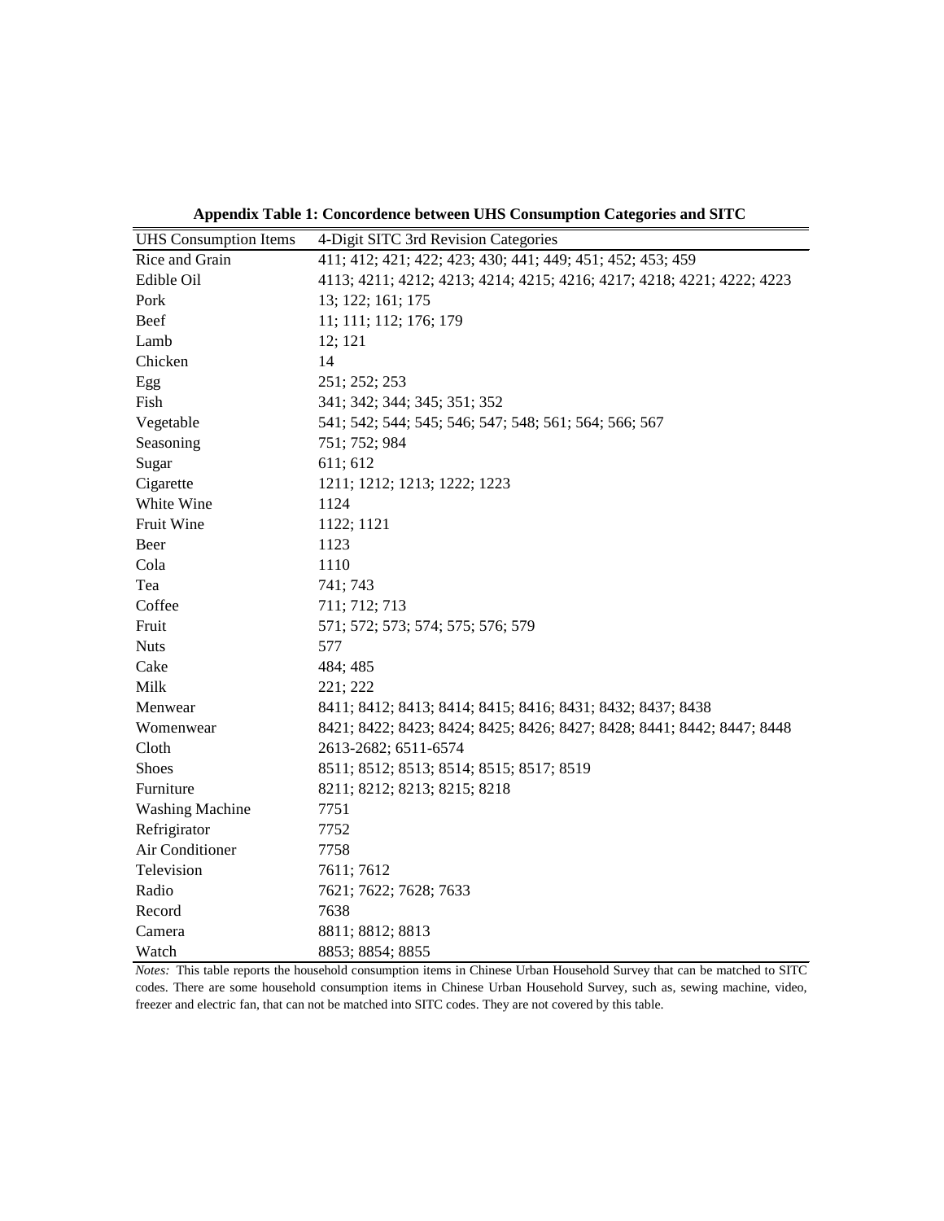**Appendix Table 1: Concordence between UHS Consumption Categories and SITC**

| UHS Consumption Items | 4-Digit SITC 3rd Revision Categories |
|---|---|
| Rice and Grain | 411; 412; 421; 422; 423; 430; 441; 449; 451; 452; 453; 459 |
| Edible Oil | 4113; 4211; 4212; 4213; 4214; 4215; 4216; 4217; 4218; 4221; 4222; 4223 |
| Pork | 13; 122; 161; 175 |
| Beef | 11; 111; 112; 176; 179 |
| Lamb | 12; 121 |
| Chicken | 14 |
| Egg | 251; 252; 253 |
| Fish | 341; 342; 344; 345; 351; 352 |
| Vegetable | 541; 542; 544; 545; 546; 547; 548; 561; 564; 566; 567 |
| Seasoning | 751; 752; 984 |
| Sugar | 611; 612 |
| Cigarette | 1211; 1212; 1213; 1222; 1223 |
| White Wine | 1124 |
| Fruit Wine | 1122; 1121 |
| Beer | 1123 |
| Cola | 1110 |
| Tea | 741; 743 |
| Coffee | 711; 712; 713 |
| Fruit | 571; 572; 573; 574; 575; 576; 579 |
| Nuts | 577 |
| Cake | 484; 485 |
| Milk | 221; 222 |
| Menwear | 8411; 8412; 8413; 8414; 8415; 8416; 8431; 8432; 8437; 8438 |
| Womenwear | 8421; 8422; 8423; 8424; 8425; 8426; 8427; 8428; 8441; 8442; 8447; 8448 |
| Cloth | 2613-2682; 6511-6574 |
| Shoes | 8511; 8512; 8513; 8514; 8515; 8517; 8519 |
| Furniture | 8211; 8212; 8213; 8215; 8218 |
| Washing Machine | 7751 |
| Refrigirator | 7752 |
| Air Conditioner | 7758 |
| Television | 7611; 7612 |
| Radio | 7621; 7622; 7628; 7633 |
| Record | 7638 |
| Camera | 8811; 8812; 8813 |
| Watch | 8853; 8854; 8855 |

*Notes:* This table reports the household consumption items in Chinese Urban Household Survey that can be matched to SITC codes. There are some household consumption items in Chinese Urban Household Survey, such as, sewing machine, video, freezer and electric fan, that can not be matched into SITC codes. They are not covered by this table.